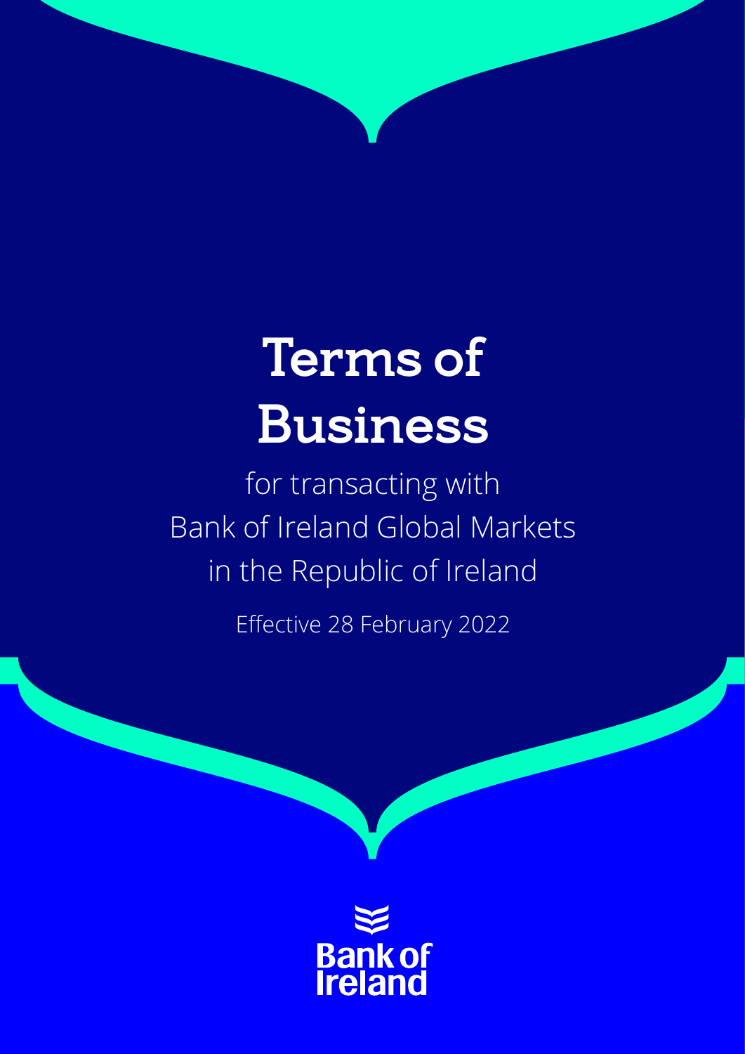# Terms of Business

for transacting with
Bank of Ireland Global Markets
in the Republic of Ireland

Effective 28 February 2022

Bank of Ireland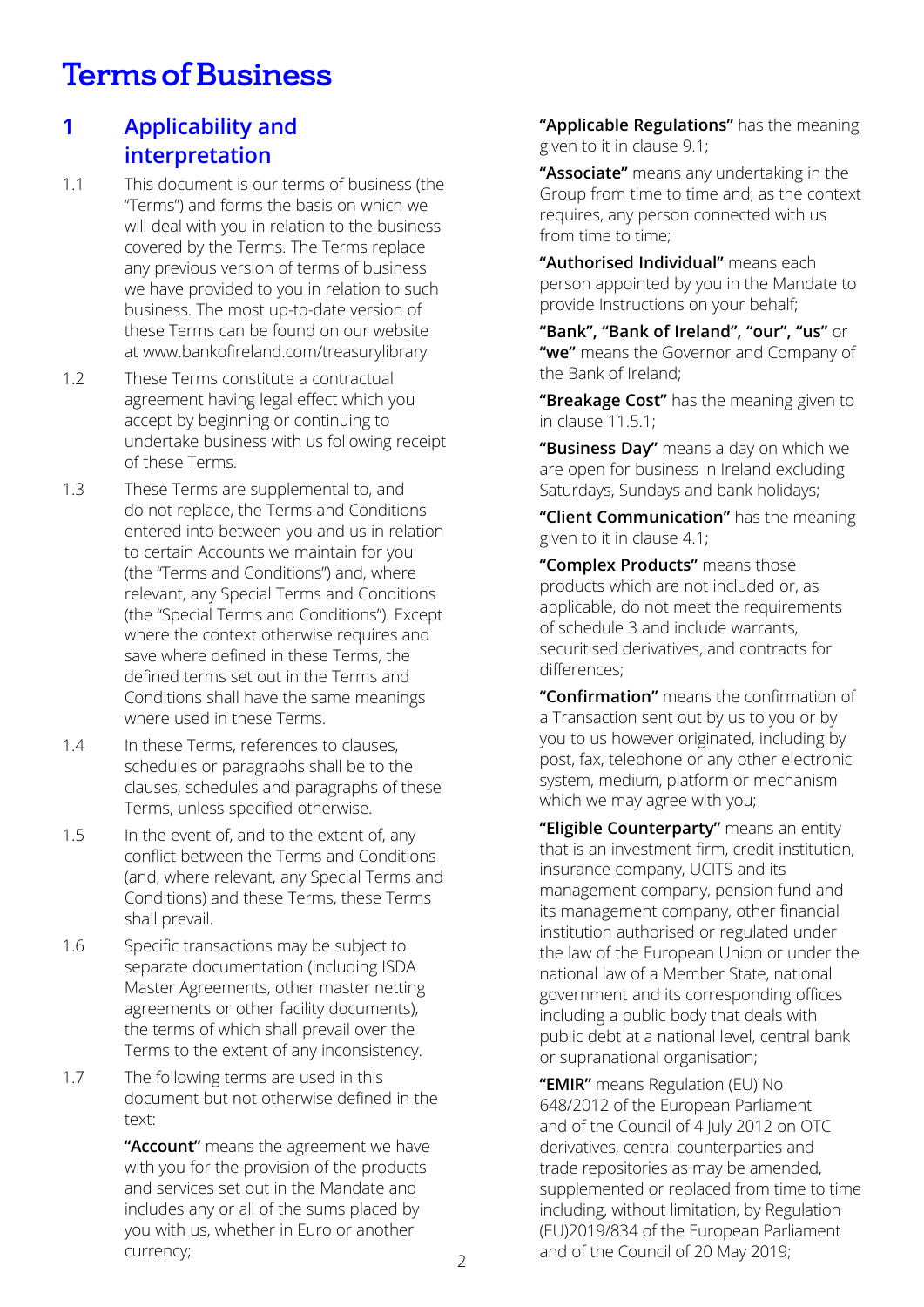# Terms of Business

## 1 Applicability and interpretation

1.1 This document is our terms of business (the "Terms") and forms the basis on which we will deal with you in relation to the business covered by the Terms. The Terms replace any previous version of terms of business we have provided to you in relation to such business. The most up-to-date version of these Terms can be found on our website at www.bankofireland.com/treasurylibrary

1.2 These Terms constitute a contractual agreement having legal effect which you accept by beginning or continuing to undertake business with us following receipt of these Terms.

1.3 These Terms are supplemental to, and do not replace, the Terms and Conditions entered into between you and us in relation to certain Accounts we maintain for you (the "Terms and Conditions") and, where relevant, any Special Terms and Conditions (the "Special Terms and Conditions"). Except where the context otherwise requires and save where defined in these Terms, the defined terms set out in the Terms and Conditions shall have the same meanings where used in these Terms.

1.4 In these Terms, references to clauses, schedules or paragraphs shall be to the clauses, schedules and paragraphs of these Terms, unless specified otherwise.

1.5 In the event of, and to the extent of, any conflict between the Terms and Conditions (and, where relevant, any Special Terms and Conditions) and these Terms, these Terms shall prevail.

1.6 Specific transactions may be subject to separate documentation (including ISDA Master Agreements, other master netting agreements or other facility documents), the terms of which shall prevail over the Terms to the extent of any inconsistency.

1.7 The following terms are used in this document but not otherwise defined in the text:

**"Account"** means the agreement we have with you for the provision of the products and services set out in the Mandate and includes any or all of the sums placed by you with us, whether in Euro or another currency;

**"Applicable Regulations"** has the meaning given to it in clause 9.1;

**"Associate"** means any undertaking in the Group from time to time and, as the context requires, any person connected with us from time to time;

**"Authorised Individual"** means each person appointed by you in the Mandate to provide Instructions on your behalf;

**"Bank", "Bank of Ireland", "our", "us"** or **"we"** means the Governor and Company of the Bank of Ireland;

**"Breakage Cost"** has the meaning given to in clause 11.5.1;

**"Business Day"** means a day on which we are open for business in Ireland excluding Saturdays, Sundays and bank holidays;

**"Client Communication"** has the meaning given to it in clause 4.1;

**"Complex Products"** means those products which are not included or, as applicable, do not meet the requirements of schedule 3 and include warrants, securitised derivatives, and contracts for differences;

**"Confirmation"** means the confirmation of a Transaction sent out by us to you or by you to us however originated, including by post, fax, telephone or any other electronic system, medium, platform or mechanism which we may agree with you;

**"Eligible Counterparty"** means an entity that is an investment firm, credit institution, insurance company, UCITS and its management company, pension fund and its management company, other financial institution authorised or regulated under the law of the European Union or under the national law of a Member State, national government and its corresponding offices including a public body that deals with public debt at a national level, central bank or supranational organisation;

**"EMIR"** means Regulation (EU) No 648/2012 of the European Parliament and of the Council of 4 July 2012 on OTC derivatives, central counterparties and trade repositories as may be amended, supplemented or replaced from time to time including, without limitation, by Regulation (EU)2019/834 of the European Parliament and of the Council of 20 May 2019;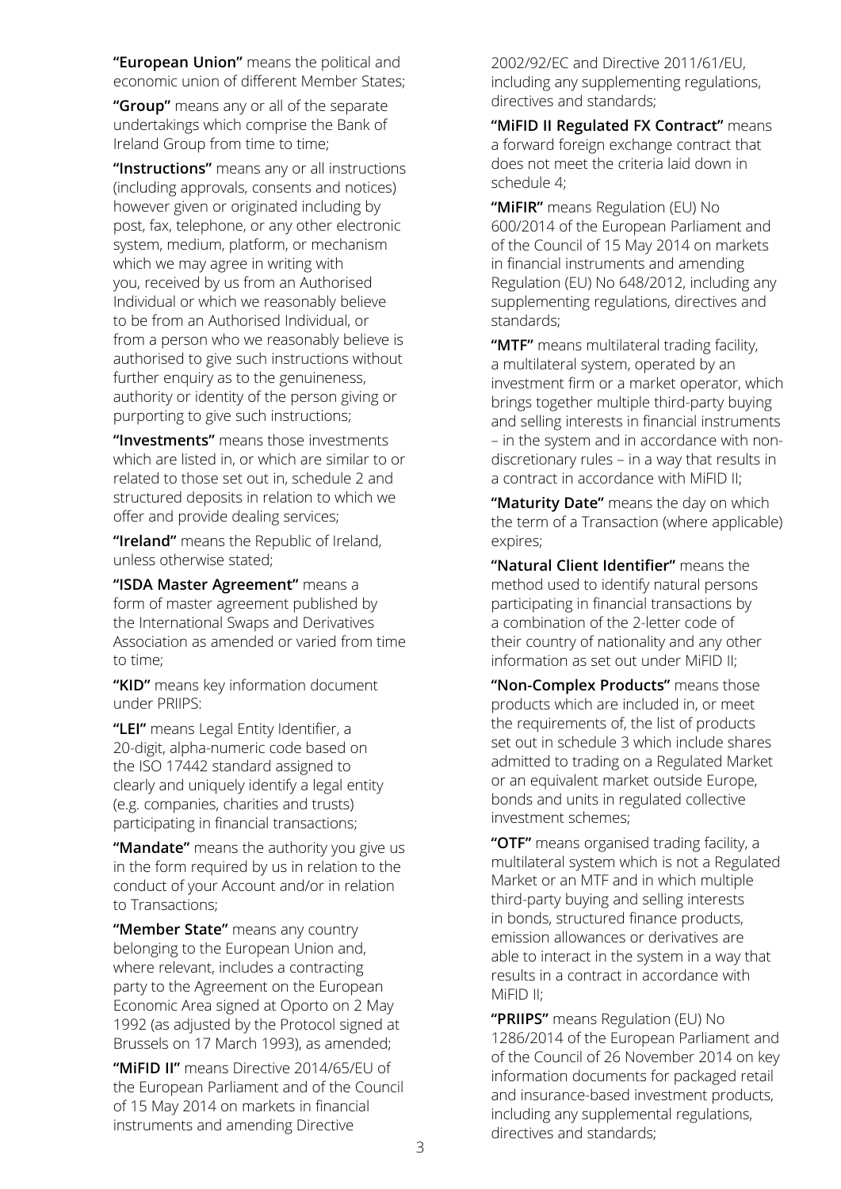**"European Union"** means the political and economic union of different Member States;

**"Group"** means any or all of the separate undertakings which comprise the Bank of Ireland Group from time to time;

**"Instructions"** means any or all instructions (including approvals, consents and notices) however given or originated including by post, fax, telephone, or any other electronic system, medium, platform, or mechanism which we may agree in writing with you, received by us from an Authorised Individual or which we reasonably believe to be from an Authorised Individual, or from a person who we reasonably believe is authorised to give such instructions without further enquiry as to the genuineness, authority or identity of the person giving or purporting to give such instructions;

**"Investments"** means those investments which are listed in, or which are similar to or related to those set out in, schedule 2 and structured deposits in relation to which we offer and provide dealing services;

**"Ireland"** means the Republic of Ireland, unless otherwise stated;

**"ISDA Master Agreement"** means a form of master agreement published by the International Swaps and Derivatives Association as amended or varied from time to time;

**"KID"** means key information document under PRIIPS:

**"LEI"** means Legal Entity Identifier, a 20-digit, alpha-numeric code based on the ISO 17442 standard assigned to clearly and uniquely identify a legal entity (e.g. companies, charities and trusts) participating in financial transactions;

**"Mandate"** means the authority you give us in the form required by us in relation to the conduct of your Account and/or in relation to Transactions;

**"Member State"** means any country belonging to the European Union and, where relevant, includes a contracting party to the Agreement on the European Economic Area signed at Oporto on 2 May 1992 (as adjusted by the Protocol signed at Brussels on 17 March 1993), as amended;

**"MiFID II"** means Directive 2014/65/EU of the European Parliament and of the Council of 15 May 2014 on markets in financial instruments and amending Directive 2002/92/EC and Directive 2011/61/EU, including any supplementing regulations, directives and standards;

**"MiFID II Regulated FX Contract"** means a forward foreign exchange contract that does not meet the criteria laid down in schedule 4;

**"MiFIR"** means Regulation (EU) No 600/2014 of the European Parliament and of the Council of 15 May 2014 on markets in financial instruments and amending Regulation (EU) No 648/2012, including any supplementing regulations, directives and standards;

**"MTF"** means multilateral trading facility, a multilateral system, operated by an investment firm or a market operator, which brings together multiple third-party buying and selling interests in financial instruments – in the system and in accordance with non-discretionary rules – in a way that results in a contract in accordance with MiFID II;

**"Maturity Date"** means the day on which the term of a Transaction (where applicable) expires;

**"Natural Client Identifier"** means the method used to identify natural persons participating in financial transactions by a combination of the 2-letter code of their country of nationality and any other information as set out under MiFID II;

**"Non-Complex Products"** means those products which are included in, or meet the requirements of, the list of products set out in schedule 3 which include shares admitted to trading on a Regulated Market or an equivalent market outside Europe, bonds and units in regulated collective investment schemes;

**"OTF"** means organised trading facility, a multilateral system which is not a Regulated Market or an MTF and in which multiple third-party buying and selling interests in bonds, structured finance products, emission allowances or derivatives are able to interact in the system in a way that results in a contract in accordance with MiFID II;

**"PRIIPS"** means Regulation (EU) No 1286/2014 of the European Parliament and of the Council of 26 November 2014 on key information documents for packaged retail and insurance-based investment products, including any supplemental regulations, directives and standards;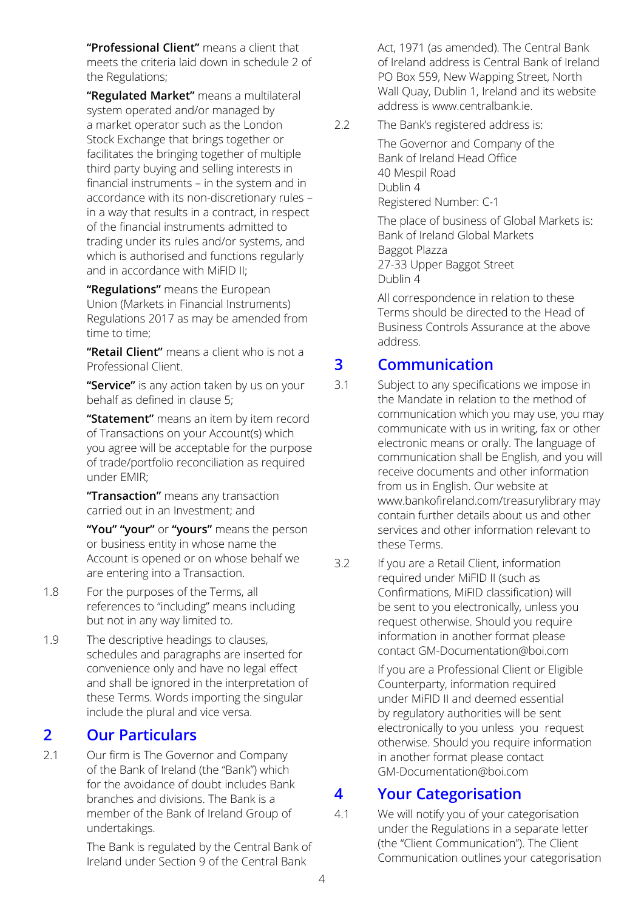**"Professional Client"** means a client that meets the criteria laid down in schedule 2 of the Regulations;

**"Regulated Market"** means a multilateral system operated and/or managed by a market operator such as the London Stock Exchange that brings together or facilitates the bringing together of multiple third party buying and selling interests in financial instruments – in the system and in accordance with its non-discretionary rules – in a way that results in a contract, in respect of the financial instruments admitted to trading under its rules and/or systems, and which is authorised and functions regularly and in accordance with MiFID II;

**"Regulations"** means the European Union (Markets in Financial Instruments) Regulations 2017 as may be amended from time to time;

**"Retail Client"** means a client who is not a Professional Client.

**"Service"** is any action taken by us on your behalf as defined in clause 5;

**"Statement"** means an item by item record of Transactions on your Account(s) which you agree will be acceptable for the purpose of trade/portfolio reconciliation as required under EMIR;

**"Transaction"** means any transaction carried out in an Investment; and

**"You" "your"** or **"yours"** means the person or business entity in whose name the Account is opened or on whose behalf we are entering into a Transaction.

1.8 For the purposes of the Terms, all references to "including" means including but not in any way limited to.

1.9 The descriptive headings to clauses, schedules and paragraphs are inserted for convenience only and have no legal effect and shall be ignored in the interpretation of these Terms. Words importing the singular include the plural and vice versa.

## 2 Our Particulars

2.1 Our firm is The Governor and Company of the Bank of Ireland (the "Bank") which for the avoidance of doubt includes Bank branches and divisions. The Bank is a member of the Bank of Ireland Group of undertakings.

The Bank is regulated by the Central Bank of Ireland under Section 9 of the Central Bank Act, 1971 (as amended). The Central Bank of Ireland address is Central Bank of Ireland PO Box 559, New Wapping Street, North Wall Quay, Dublin 1, Ireland and its website address is www.centralbank.ie.

2.2 The Bank's registered address is:

The Governor and Company of the Bank of Ireland Head Office
40 Mespil Road
Dublin 4
Registered Number: C-1

The place of business of Global Markets is:
Bank of Ireland Global Markets
Baggot Plazza
27-33 Upper Baggot Street
Dublin 4

All correspondence in relation to these Terms should be directed to the Head of Business Controls Assurance at the above address.

## 3 Communication

3.1 Subject to any specifications we impose in the Mandate in relation to the method of communication which you may use, you may communicate with us in writing, fax or other electronic means or orally. The language of communication shall be English, and you will receive documents and other information from us in English. Our website at www.bankofireland.com/treasurylibrary may contain further details about us and other services and other information relevant to these Terms.

3.2 If you are a Retail Client, information required under MiFID II (such as Confirmations, MiFID classification) will be sent to you electronically, unless you request otherwise. Should you require information in another format please contact GM-Documentation@boi.com

If you are a Professional Client or Eligible Counterparty, information required under MiFID II and deemed essential by regulatory authorities will be sent electronically to you unless you request otherwise. Should you require information in another format please contact GM-Documentation@boi.com

## 4 Your Categorisation

4.1 We will notify you of your categorisation under the Regulations in a separate letter (the "Client Communication"). The Client Communication outlines your categorisation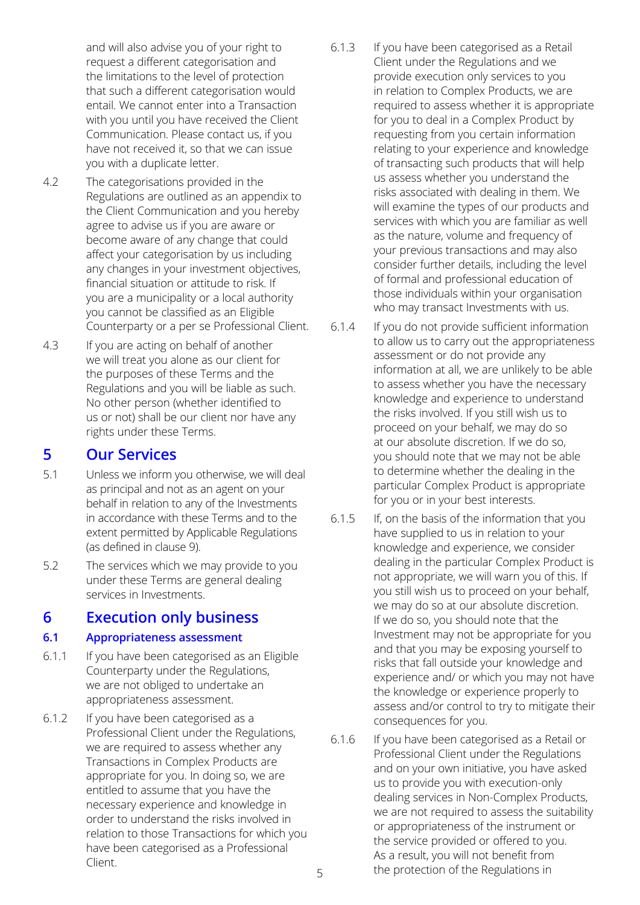and will also advise you of your right to request a different categorisation and the limitations to the level of protection that such a different categorisation would entail. We cannot enter into a Transaction with you until you have received the Client Communication. Please contact us, if you have not received it, so that we can issue you with a duplicate letter.

4.2 The categorisations provided in the Regulations are outlined as an appendix to the Client Communication and you hereby agree to advise us if you are aware or become aware of any change that could affect your categorisation by us including any changes in your investment objectives, financial situation or attitude to risk. If you are a municipality or a local authority you cannot be classified as an Eligible Counterparty or a per se Professional Client.

4.3 If you are acting on behalf of another we will treat you alone as our client for the purposes of these Terms and the Regulations and you will be liable as such. No other person (whether identified to us or not) shall be our client nor have any rights under these Terms.

# 5 Our Services

5.1 Unless we inform you otherwise, we will deal as principal and not as an agent on your behalf in relation to any of the Investments in accordance with these Terms and to the extent permitted by Applicable Regulations (as defined in clause 9).

5.2 The services which we may provide to you under these Terms are general dealing services in Investments.

# 6 Execution only business

## 6.1 Appropriateness assessment

6.1.1 If you have been categorised as an Eligible Counterparty under the Regulations, we are not obliged to undertake an appropriateness assessment.

6.1.2 If you have been categorised as a Professional Client under the Regulations, we are required to assess whether any Transactions in Complex Products are appropriate for you. In doing so, we are entitled to assume that you have the necessary experience and knowledge in order to understand the risks involved in relation to those Transactions for which you have been categorised as a Professional Client.

6.1.3 If you have been categorised as a Retail Client under the Regulations and we provide execution only services to you in relation to Complex Products, we are required to assess whether it is appropriate for you to deal in a Complex Product by requesting from you certain information relating to your experience and knowledge of transacting such products that will help us assess whether you understand the risks associated with dealing in them. We will examine the types of our products and services with which you are familiar as well as the nature, volume and frequency of your previous transactions and may also consider further details, including the level of formal and professional education of those individuals within your organisation who may transact Investments with us.

6.1.4 If you do not provide sufficient information to allow us to carry out the appropriateness assessment or do not provide any information at all, we are unlikely to be able to assess whether you have the necessary knowledge and experience to understand the risks involved. If you still wish us to proceed on your behalf, we may do so at our absolute discretion. If we do so, you should note that we may not be able to determine whether the dealing in the particular Complex Product is appropriate for you or in your best interests.

6.1.5 If, on the basis of the information that you have supplied to us in relation to your knowledge and experience, we consider dealing in the particular Complex Product is not appropriate, we will warn you of this. If you still wish us to proceed on your behalf, we may do so at our absolute discretion. If we do so, you should note that the Investment may not be appropriate for you and that you may be exposing yourself to risks that fall outside your knowledge and experience and/ or which you may not have the knowledge or experience properly to assess and/or control to try to mitigate their consequences for you.

6.1.6 If you have been categorised as a Retail or Professional Client under the Regulations and on your own initiative, you have asked us to provide you with execution-only dealing services in Non-Complex Products, we are not required to assess the suitability or appropriateness of the instrument or the service provided or offered to you. As a result, you will not benefit from the protection of the Regulations in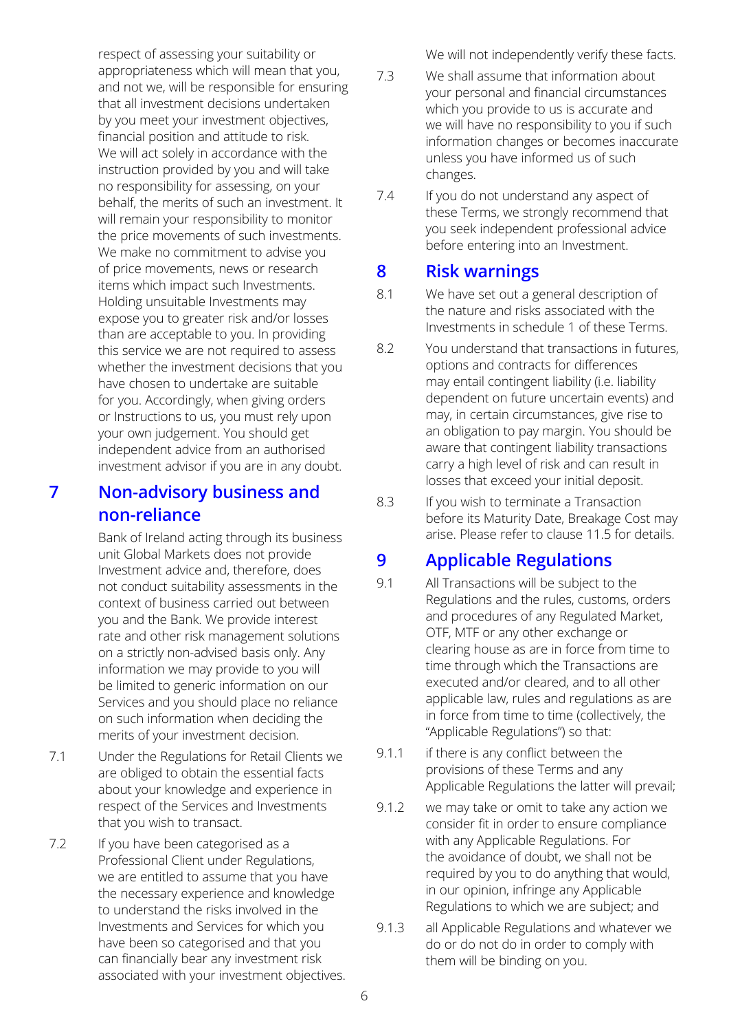respect of assessing your suitability or appropriateness which will mean that you, and not we, will be responsible for ensuring that all investment decisions undertaken by you meet your investment objectives, financial position and attitude to risk. We will act solely in accordance with the instruction provided by you and will take no responsibility for assessing, on your behalf, the merits of such an investment. It will remain your responsibility to monitor the price movements of such investments. We make no commitment to advise you of price movements, news or research items which impact such Investments. Holding unsuitable Investments may expose you to greater risk and/or losses than are acceptable to you. In providing this service we are not required to assess whether the investment decisions that you have chosen to undertake are suitable for you. Accordingly, when giving orders or Instructions to us, you must rely upon your own judgement. You should get independent advice from an authorised investment advisor if you are in any doubt.

## 7 Non-advisory business and non-reliance

Bank of Ireland acting through its business unit Global Markets does not provide Investment advice and, therefore, does not conduct suitability assessments in the context of business carried out between you and the Bank. We provide interest rate and other risk management solutions on a strictly non-advised basis only. Any information we may provide to you will be limited to generic information on our Services and you should place no reliance on such information when deciding the merits of your investment decision.

7.1 Under the Regulations for Retail Clients we are obliged to obtain the essential facts about your knowledge and experience in respect of the Services and Investments that you wish to transact.

7.2 If you have been categorised as a Professional Client under Regulations, we are entitled to assume that you have the necessary experience and knowledge to understand the risks involved in the Investments and Services for which you have been so categorised and that you can financially bear any investment risk associated with your investment objectives. We will not independently verify these facts.

7.3 We shall assume that information about your personal and financial circumstances which you provide to us is accurate and we will have no responsibility to you if such information changes or becomes inaccurate unless you have informed us of such changes.

7.4 If you do not understand any aspect of these Terms, we strongly recommend that you seek independent professional advice before entering into an Investment.

## 8 Risk warnings

8.1 We have set out a general description of the nature and risks associated with the Investments in schedule 1 of these Terms.

8.2 You understand that transactions in futures, options and contracts for differences may entail contingent liability (i.e. liability dependent on future uncertain events) and may, in certain circumstances, give rise to an obligation to pay margin. You should be aware that contingent liability transactions carry a high level of risk and can result in losses that exceed your initial deposit.

8.3 If you wish to terminate a Transaction before its Maturity Date, Breakage Cost may arise. Please refer to clause 11.5 for details.

## 9 Applicable Regulations

9.1 All Transactions will be subject to the Regulations and the rules, customs, orders and procedures of any Regulated Market, OTF, MTF or any other exchange or clearing house as are in force from time to time through which the Transactions are executed and/or cleared, and to all other applicable law, rules and regulations as are in force from time to time (collectively, the "Applicable Regulations") so that:

9.1.1 if there is any conflict between the provisions of these Terms and any Applicable Regulations the latter will prevail;

9.1.2 we may take or omit to take any action we consider fit in order to ensure compliance with any Applicable Regulations. For the avoidance of doubt, we shall not be required by you to do anything that would, in our opinion, infringe any Applicable Regulations to which we are subject; and

9.1.3 all Applicable Regulations and whatever we do or do not do in order to comply with them will be binding on you.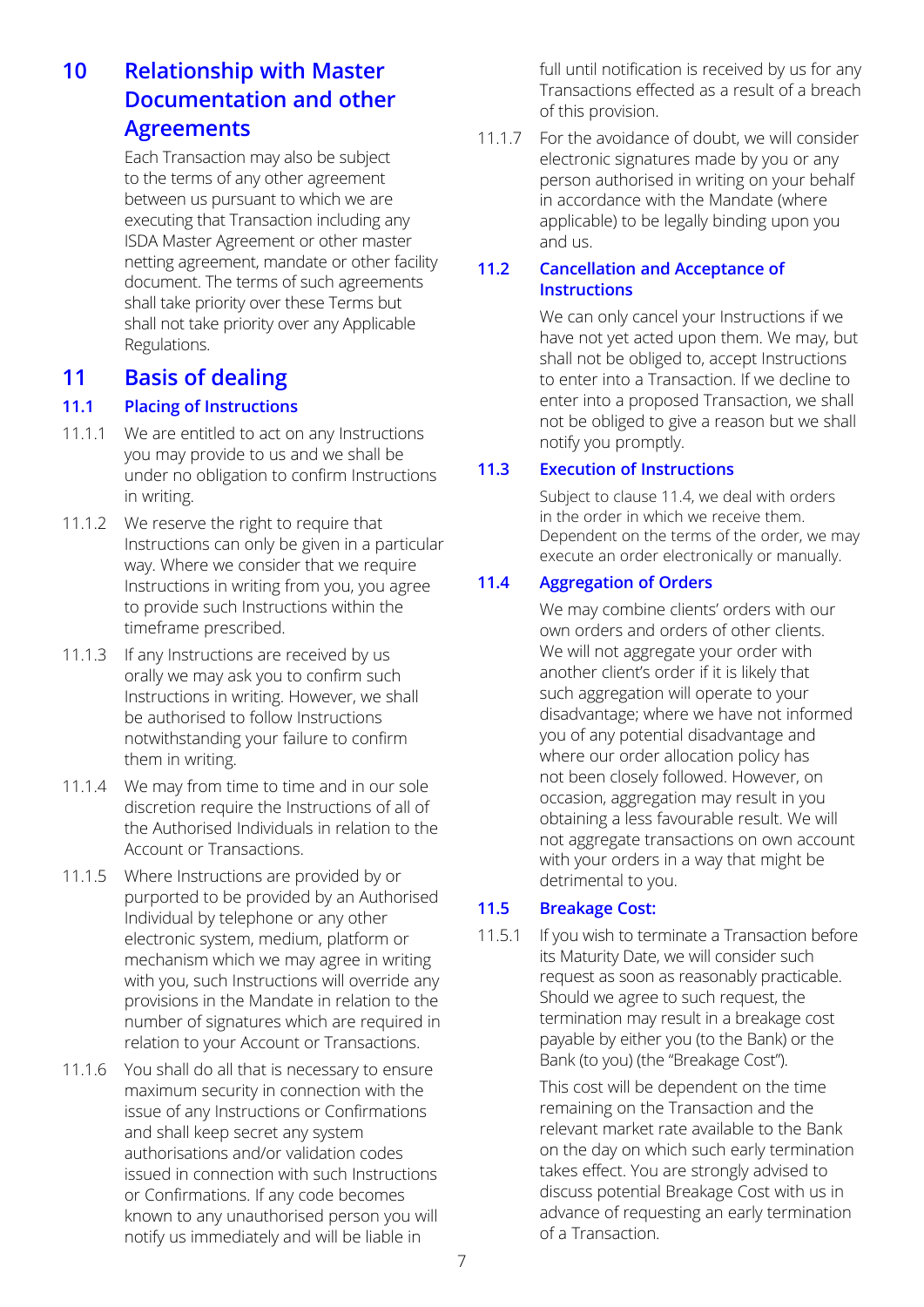## 10 Relationship with Master Documentation and other Agreements

Each Transaction may also be subject to the terms of any other agreement between us pursuant to which we are executing that Transaction including any ISDA Master Agreement or other master netting agreement, mandate or other facility document. The terms of such agreements shall take priority over these Terms but shall not take priority over any Applicable Regulations.

## 11 Basis of dealing

### 11.1 Placing of Instructions

11.1.1 We are entitled to act on any Instructions you may provide to us and we shall be under no obligation to confirm Instructions in writing.

11.1.2 We reserve the right to require that Instructions can only be given in a particular way. Where we consider that we require Instructions in writing from you, you agree to provide such Instructions within the timeframe prescribed.

11.1.3 If any Instructions are received by us orally we may ask you to confirm such Instructions in writing. However, we shall be authorised to follow Instructions notwithstanding your failure to confirm them in writing.

11.1.4 We may from time to time and in our sole discretion require the Instructions of all of the Authorised Individuals in relation to the Account or Transactions.

11.1.5 Where Instructions are provided by or purported to be provided by an Authorised Individual by telephone or any other electronic system, medium, platform or mechanism which we may agree in writing with you, such Instructions will override any provisions in the Mandate in relation to the number of signatures which are required in relation to your Account or Transactions.

11.1.6 You shall do all that is necessary to ensure maximum security in connection with the issue of any Instructions or Confirmations and shall keep secret any system authorisations and/or validation codes issued in connection with such Instructions or Confirmations. If any code becomes known to any unauthorised person you will notify us immediately and will be liable in full until notification is received by us for any Transactions effected as a result of a breach of this provision.

11.1.7 For the avoidance of doubt, we will consider electronic signatures made by you or any person authorised in writing on your behalf in accordance with the Mandate (where applicable) to be legally binding upon you and us.

### 11.2 Cancellation and Acceptance of Instructions

We can only cancel your Instructions if we have not yet acted upon them. We may, but shall not be obliged to, accept Instructions to enter into a Transaction. If we decline to enter into a proposed Transaction, we shall not be obliged to give a reason but we shall notify you promptly.

### 11.3 Execution of Instructions

Subject to clause 11.4, we deal with orders in the order in which we receive them. Dependent on the terms of the order, we may execute an order electronically or manually.

### 11.4 Aggregation of Orders

We may combine clients' orders with our own orders and orders of other clients. We will not aggregate your order with another client's order if it is likely that such aggregation will operate to your disadvantage; where we have not informed you of any potential disadvantage and where our order allocation policy has not been closely followed. However, on occasion, aggregation may result in you obtaining a less favourable result. We will not aggregate transactions on own account with your orders in a way that might be detrimental to you.

### 11.5 Breakage Cost:

11.5.1 If you wish to terminate a Transaction before its Maturity Date, we will consider such request as soon as reasonably practicable. Should we agree to such request, the termination may result in a breakage cost payable by either you (to the Bank) or the Bank (to you) (the "Breakage Cost").

This cost will be dependent on the time remaining on the Transaction and the relevant market rate available to the Bank on the day on which such early termination takes effect. You are strongly advised to discuss potential Breakage Cost with us in advance of requesting an early termination of a Transaction.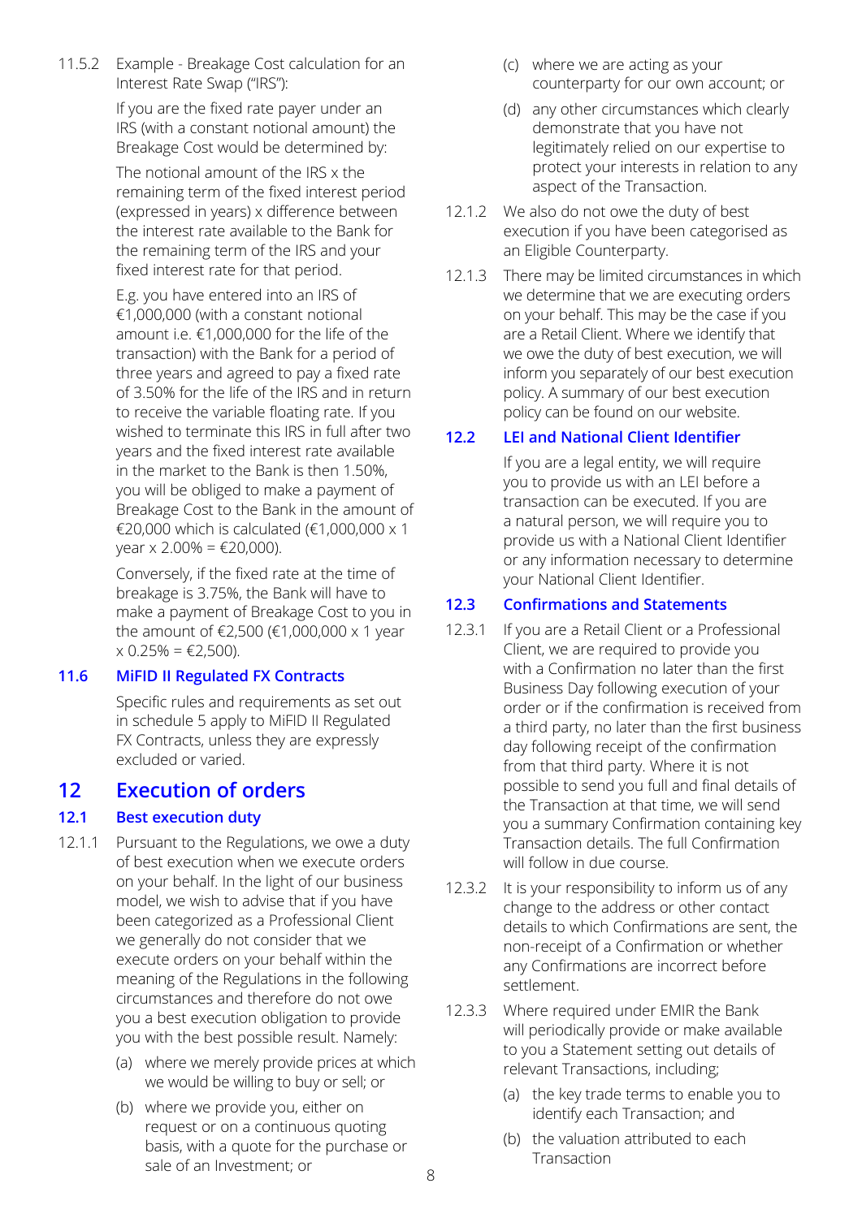11.5.2 Example - Breakage Cost calculation for an Interest Rate Swap ("IRS"):

If you are the fixed rate payer under an IRS (with a constant notional amount) the Breakage Cost would be determined by:

The notional amount of the IRS x the remaining term of the fixed interest period (expressed in years) x difference between the interest rate available to the Bank for the remaining term of the IRS and your fixed interest rate for that period.

E.g. you have entered into an IRS of €1,000,000 (with a constant notional amount i.e. €1,000,000 for the life of the transaction) with the Bank for a period of three years and agreed to pay a fixed rate of 3.50% for the life of the IRS and in return to receive the variable floating rate. If you wished to terminate this IRS in full after two years and the fixed interest rate available in the market to the Bank is then 1.50%, you will be obliged to make a payment of Breakage Cost to the Bank in the amount of €20,000 which is calculated (€1,000,000 x 1 year x 2.00% = €20,000).

Conversely, if the fixed rate at the time of breakage is 3.75%, the Bank will have to make a payment of Breakage Cost to you in the amount of €2,500 (€1,000,000 x 1 year x 0.25% = €2,500).

### 11.6 MiFID II Regulated FX Contracts

Specific rules and requirements as set out in schedule 5 apply to MiFID II Regulated FX Contracts, unless they are expressly excluded or varied.

## 12 Execution of orders

### 12.1 Best execution duty

12.1.1 Pursuant to the Regulations, we owe a duty of best execution when we execute orders on your behalf. In the light of our business model, we wish to advise that if you have been categorized as a Professional Client we generally do not consider that we execute orders on your behalf within the meaning of the Regulations in the following circumstances and therefore do not owe you a best execution obligation to provide you with the best possible result. Namely:

(a) where we merely provide prices at which we would be willing to buy or sell; or

(b) where we provide you, either on request or on a continuous quoting basis, with a quote for the purchase or sale of an Investment; or

(c) where we are acting as your counterparty for our own account; or

(d) any other circumstances which clearly demonstrate that you have not legitimately relied on our expertise to protect your interests in relation to any aspect of the Transaction.

12.1.2 We also do not owe the duty of best execution if you have been categorised as an Eligible Counterparty.

12.1.3 There may be limited circumstances in which we determine that we are executing orders on your behalf. This may be the case if you are a Retail Client. Where we identify that we owe the duty of best execution, we will inform you separately of our best execution policy. A summary of our best execution policy can be found on our website.

### 12.2 LEI and National Client Identifier

If you are a legal entity, we will require you to provide us with an LEI before a transaction can be executed. If you are a natural person, we will require you to provide us with a National Client Identifier or any information necessary to determine your National Client Identifier.

### 12.3 Confirmations and Statements

12.3.1 If you are a Retail Client or a Professional Client, we are required to provide you with a Confirmation no later than the first Business Day following execution of your order or if the confirmation is received from a third party, no later than the first business day following receipt of the confirmation from that third party. Where it is not possible to send you full and final details of the Transaction at that time, we will send you a summary Confirmation containing key Transaction details. The full Confirmation will follow in due course.

12.3.2 It is your responsibility to inform us of any change to the address or other contact details to which Confirmations are sent, the non-receipt of a Confirmation or whether any Confirmations are incorrect before settlement.

12.3.3 Where required under EMIR the Bank will periodically provide or make available to you a Statement setting out details of relevant Transactions, including;

(a) the key trade terms to enable you to identify each Transaction; and

(b) the valuation attributed to each Transaction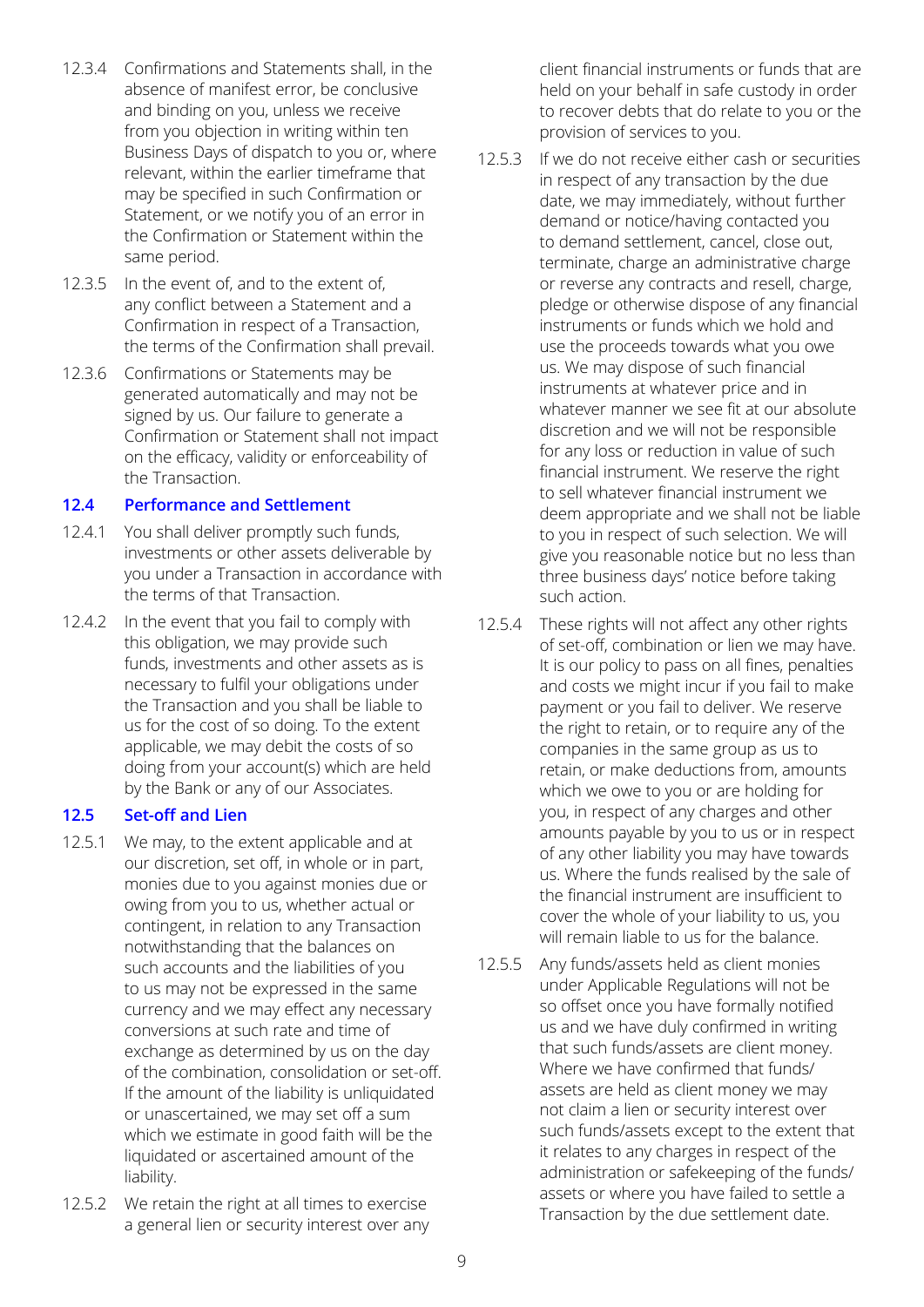12.3.4 Confirmations and Statements shall, in the absence of manifest error, be conclusive and binding on you, unless we receive from you objection in writing within ten Business Days of dispatch to you or, where relevant, within the earlier timeframe that may be specified in such Confirmation or Statement, or we notify you of an error in the Confirmation or Statement within the same period.

12.3.5 In the event of, and to the extent of, any conflict between a Statement and a Confirmation in respect of a Transaction, the terms of the Confirmation shall prevail.

12.3.6 Confirmations or Statements may be generated automatically and may not be signed by us. Our failure to generate a Confirmation or Statement shall not impact on the efficacy, validity or enforceability of the Transaction.

### 12.4 Performance and Settlement

12.4.1 You shall deliver promptly such funds, investments or other assets deliverable by you under a Transaction in accordance with the terms of that Transaction.

12.4.2 In the event that you fail to comply with this obligation, we may provide such funds, investments and other assets as is necessary to fulfil your obligations under the Transaction and you shall be liable to us for the cost of so doing. To the extent applicable, we may debit the costs of so doing from your account(s) which are held by the Bank or any of our Associates.

### 12.5 Set-off and Lien

12.5.1 We may, to the extent applicable and at our discretion, set off, in whole or in part, monies due to you against monies due or owing from you to us, whether actual or contingent, in relation to any Transaction notwithstanding that the balances on such accounts and the liabilities of you to us may not be expressed in the same currency and we may effect any necessary conversions at such rate and time of exchange as determined by us on the day of the combination, consolidation or set-off. If the amount of the liability is unliquidated or unascertained, we may set off a sum which we estimate in good faith will be the liquidated or ascertained amount of the liability.

12.5.2 We retain the right at all times to exercise a general lien or security interest over any client financial instruments or funds that are held on your behalf in safe custody in order to recover debts that do relate to you or the provision of services to you.

12.5.3 If we do not receive either cash or securities in respect of any transaction by the due date, we may immediately, without further demand or notice/having contacted you to demand settlement, cancel, close out, terminate, charge an administrative charge or reverse any contracts and resell, charge, pledge or otherwise dispose of any financial instruments or funds which we hold and use the proceeds towards what you owe us. We may dispose of such financial instruments at whatever price and in whatever manner we see fit at our absolute discretion and we will not be responsible for any loss or reduction in value of such financial instrument. We reserve the right to sell whatever financial instrument we deem appropriate and we shall not be liable to you in respect of such selection. We will give you reasonable notice but no less than three business days' notice before taking such action.

12.5.4 These rights will not affect any other rights of set-off, combination or lien we may have. It is our policy to pass on all fines, penalties and costs we might incur if you fail to make payment or you fail to deliver. We reserve the right to retain, or to require any of the companies in the same group as us to retain, or make deductions from, amounts which we owe to you or are holding for you, in respect of any charges and other amounts payable by you to us or in respect of any other liability you may have towards us. Where the funds realised by the sale of the financial instrument are insufficient to cover the whole of your liability to us, you will remain liable to us for the balance.

12.5.5 Any funds/assets held as client monies under Applicable Regulations will not be so offset once you have formally notified us and we have duly confirmed in writing that such funds/assets are client money. Where we have confirmed that funds/assets are held as client money we may not claim a lien or security interest over such funds/assets except to the extent that it relates to any charges in respect of the administration or safekeeping of the funds/assets or where you have failed to settle a Transaction by the due settlement date.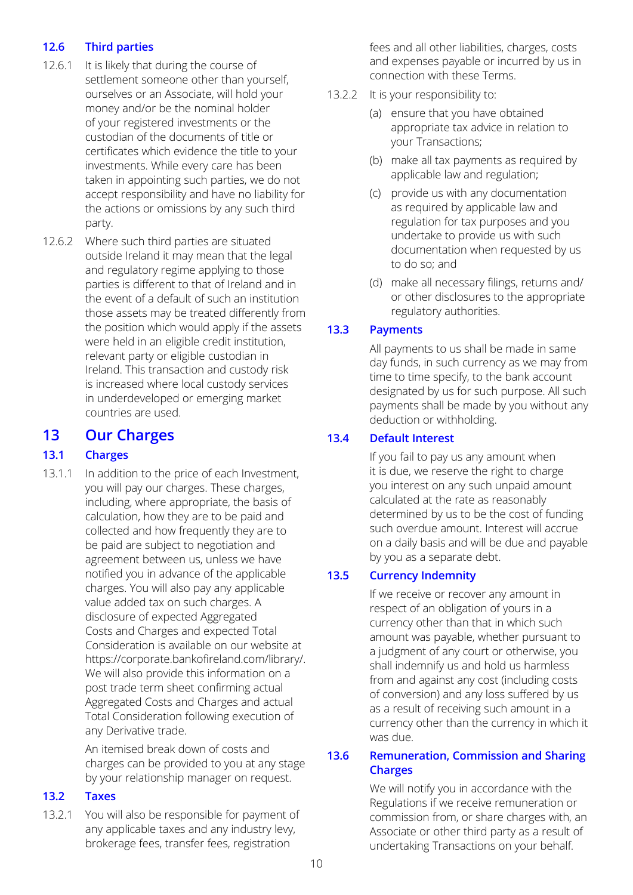### 12.6 Third parties

12.6.1 It is likely that during the course of settlement someone other than yourself, ourselves or an Associate, will hold your money and/or be the nominal holder of your registered investments or the custodian of the documents of title or certificates which evidence the title to your investments. While every care has been taken in appointing such parties, we do not accept responsibility and have no liability for the actions or omissions by any such third party.

12.6.2 Where such third parties are situated outside Ireland it may mean that the legal and regulatory regime applying to those parties is different to that of Ireland and in the event of a default of such an institution those assets may be treated differently from the position which would apply if the assets were held in an eligible credit institution, relevant party or eligible custodian in Ireland. This transaction and custody risk is increased where local custody services in underdeveloped or emerging market countries are used.

## 13 Our Charges

### 13.1 Charges

13.1.1 In addition to the price of each Investment, you will pay our charges. These charges, including, where appropriate, the basis of calculation, how they are to be paid and collected and how frequently they are to be paid are subject to negotiation and agreement between us, unless we have notified you in advance of the applicable charges. You will also pay any applicable value added tax on such charges. A disclosure of expected Aggregated Costs and Charges and expected Total Consideration is available on our website at https://corporate.bankofireland.com/library/. We will also provide this information on a post trade term sheet confirming actual Aggregated Costs and Charges and actual Total Consideration following execution of any Derivative trade.

An itemised break down of costs and charges can be provided to you at any stage by your relationship manager on request.

### 13.2 Taxes

13.2.1 You will also be responsible for payment of any applicable taxes and any industry levy, brokerage fees, transfer fees, registration fees and all other liabilities, charges, costs and expenses payable or incurred by us in connection with these Terms.

13.2.2 It is your responsibility to:

(a) ensure that you have obtained appropriate tax advice in relation to your Transactions;

(b) make all tax payments as required by applicable law and regulation;

(c) provide us with any documentation as required by applicable law and regulation for tax purposes and you undertake to provide us with such documentation when requested by us to do so; and

(d) make all necessary filings, returns and/or other disclosures to the appropriate regulatory authorities.

### 13.3 Payments

All payments to us shall be made in same day funds, in such currency as we may from time to time specify, to the bank account designated by us for such purpose. All such payments shall be made by you without any deduction or withholding.

### 13.4 Default Interest

If you fail to pay us any amount when it is due, we reserve the right to charge you interest on any such unpaid amount calculated at the rate as reasonably determined by us to be the cost of funding such overdue amount. Interest will accrue on a daily basis and will be due and payable by you as a separate debt.

### 13.5 Currency Indemnity

If we receive or recover any amount in respect of an obligation of yours in a currency other than that in which such amount was payable, whether pursuant to a judgment of any court or otherwise, you shall indemnify us and hold us harmless from and against any cost (including costs of conversion) and any loss suffered by us as a result of receiving such amount in a currency other than the currency in which it was due.

### 13.6 Remuneration, Commission and Sharing Charges

We will notify you in accordance with the Regulations if we receive remuneration or commission from, or share charges with, an Associate or other third party as a result of undertaking Transactions on your behalf.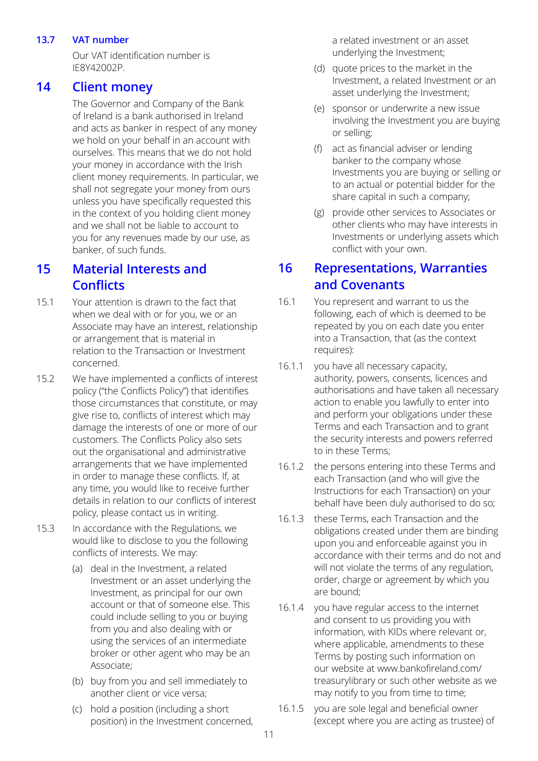### 13.7 VAT number

Our VAT identification number is IE8Y42002P.

## 14 Client money

The Governor and Company of the Bank of Ireland is a bank authorised in Ireland and acts as banker in respect of any money we hold on your behalf in an account with ourselves. This means that we do not hold your money in accordance with the Irish client money requirements. In particular, we shall not segregate your money from ours unless you have specifically requested this in the context of you holding client money and we shall not be liable to account to you for any revenues made by our use, as banker, of such funds.

## 15 Material Interests and Conflicts

15.1 Your attention is drawn to the fact that when we deal with or for you, we or an Associate may have an interest, relationship or arrangement that is material in relation to the Transaction or Investment concerned.

15.2 We have implemented a conflicts of interest policy ("the Conflicts Policy") that identifies those circumstances that constitute, or may give rise to, conflicts of interest which may damage the interests of one or more of our customers. The Conflicts Policy also sets out the organisational and administrative arrangements that we have implemented in order to manage these conflicts. If, at any time, you would like to receive further details in relation to our conflicts of interest policy, please contact us in writing.

15.3 In accordance with the Regulations, we would like to disclose to you the following conflicts of interests. We may:

(a) deal in the Investment, a related Investment or an asset underlying the Investment, as principal for our own account or that of someone else. This could include selling to you or buying from you and also dealing with or using the services of an intermediate broker or other agent who may be an Associate;

(b) buy from you and sell immediately to another client or vice versa;

(c) hold a position (including a short position) in the Investment concerned, a related investment or an asset underlying the Investment;

(d) quote prices to the market in the Investment, a related Investment or an asset underlying the Investment;

(e) sponsor or underwrite a new issue involving the Investment you are buying or selling;

(f) act as financial adviser or lending banker to the company whose Investments you are buying or selling or to an actual or potential bidder for the share capital in such a company;

(g) provide other services to Associates or other clients who may have interests in Investments or underlying assets which conflict with your own.

## 16 Representations, Warranties and Covenants

16.1 You represent and warrant to us the following, each of which is deemed to be repeated by you on each date you enter into a Transaction, that (as the context requires):

16.1.1 you have all necessary capacity, authority, powers, consents, licences and authorisations and have taken all necessary action to enable you lawfully to enter into and perform your obligations under these Terms and each Transaction and to grant the security interests and powers referred to in these Terms;

16.1.2 the persons entering into these Terms and each Transaction (and who will give the Instructions for each Transaction) on your behalf have been duly authorised to do so;

16.1.3 these Terms, each Transaction and the obligations created under them are binding upon you and enforceable against you in accordance with their terms and do not and will not violate the terms of any regulation, order, charge or agreement by which you are bound;

16.1.4 you have regular access to the internet and consent to us providing you with information, with KIDs where relevant or, where applicable, amendments to these Terms by posting such information on our website at www.bankofireland.com/treasurylibrary or such other website as we may notify to you from time to time;

16.1.5 you are sole legal and beneficial owner (except where you are acting as trustee) of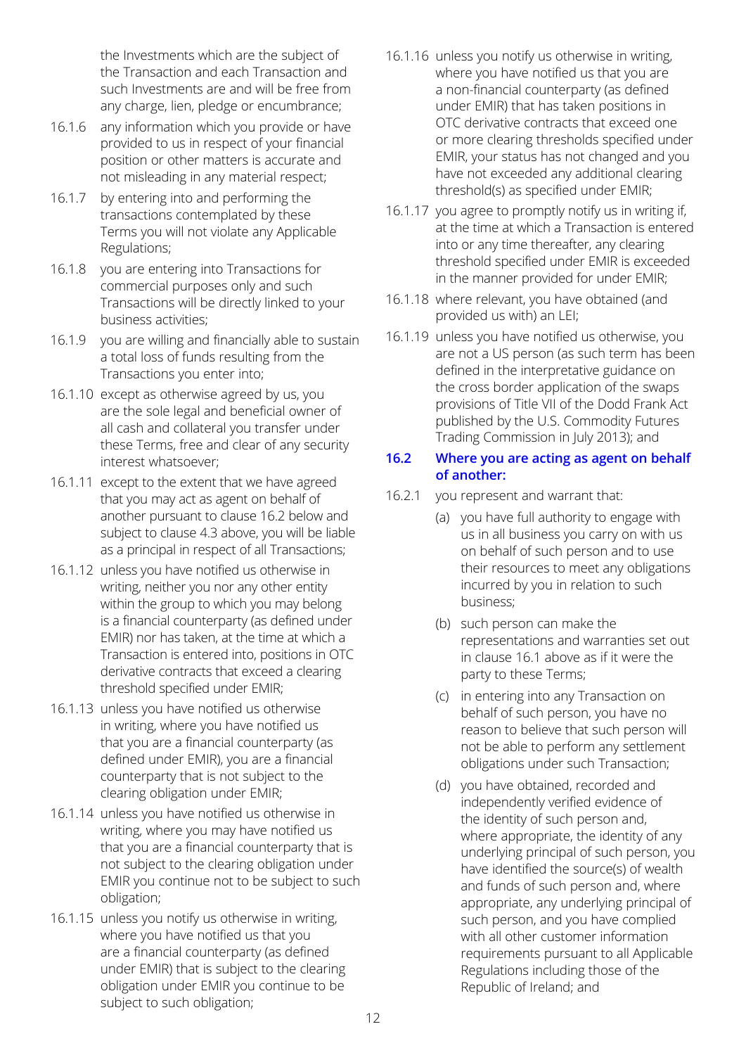the Investments which are the subject of the Transaction and each Transaction and such Investments are and will be free from any charge, lien, pledge or encumbrance;

16.1.6 any information which you provide or have provided to us in respect of your financial position or other matters is accurate and not misleading in any material respect;

16.1.7 by entering into and performing the transactions contemplated by these Terms you will not violate any Applicable Regulations;

16.1.8 you are entering into Transactions for commercial purposes only and such Transactions will be directly linked to your business activities;

16.1.9 you are willing and financially able to sustain a total loss of funds resulting from the Transactions you enter into;

16.1.10 except as otherwise agreed by us, you are the sole legal and beneficial owner of all cash and collateral you transfer under these Terms, free and clear of any security interest whatsoever;

16.1.11 except to the extent that we have agreed that you may act as agent on behalf of another pursuant to clause 16.2 below and subject to clause 4.3 above, you will be liable as a principal in respect of all Transactions;

16.1.12 unless you have notified us otherwise in writing, neither you nor any other entity within the group to which you may belong is a financial counterparty (as defined under EMIR) nor has taken, at the time at which a Transaction is entered into, positions in OTC derivative contracts that exceed a clearing threshold specified under EMIR;

16.1.13 unless you have notified us otherwise in writing, where you have notified us that you are a financial counterparty (as defined under EMIR), you are a financial counterparty that is not subject to the clearing obligation under EMIR;

16.1.14 unless you have notified us otherwise in writing, where you may have notified us that you are a financial counterparty that is not subject to the clearing obligation under EMIR you continue not to be subject to such obligation;

16.1.15 unless you notify us otherwise in writing, where you have notified us that you are a financial counterparty (as defined under EMIR) that is subject to the clearing obligation under EMIR you continue to be subject to such obligation;

16.1.16 unless you notify us otherwise in writing, where you have notified us that you are a non-financial counterparty (as defined under EMIR) that has taken positions in OTC derivative contracts that exceed one or more clearing thresholds specified under EMIR, your status has not changed and you have not exceeded any additional clearing threshold(s) as specified under EMIR;

16.1.17 you agree to promptly notify us in writing if, at the time at which a Transaction is entered into or any time thereafter, any clearing threshold specified under EMIR is exceeded in the manner provided for under EMIR;

16.1.18 where relevant, you have obtained (and provided us with) an LEI;

16.1.19 unless you have notified us otherwise, you are not a US person (as such term has been defined in the interpretative guidance on the cross border application of the swaps provisions of Title VII of the Dodd Frank Act published by the U.S. Commodity Futures Trading Commission in July 2013); and

### 16.2 Where you are acting as agent on behalf of another:

16.2.1 you represent and warrant that:

(a) you have full authority to engage with us in all business you carry on with us on behalf of such person and to use their resources to meet any obligations incurred by you in relation to such business;

(b) such person can make the representations and warranties set out in clause 16.1 above as if it were the party to these Terms;

(c) in entering into any Transaction on behalf of such person, you have no reason to believe that such person will not be able to perform any settlement obligations under such Transaction;

(d) you have obtained, recorded and independently verified evidence of the identity of such person and, where appropriate, the identity of any underlying principal of such person, you have identified the source(s) of wealth and funds of such person and, where appropriate, any underlying principal of such person, and you have complied with all other customer information requirements pursuant to all Applicable Regulations including those of the Republic of Ireland; and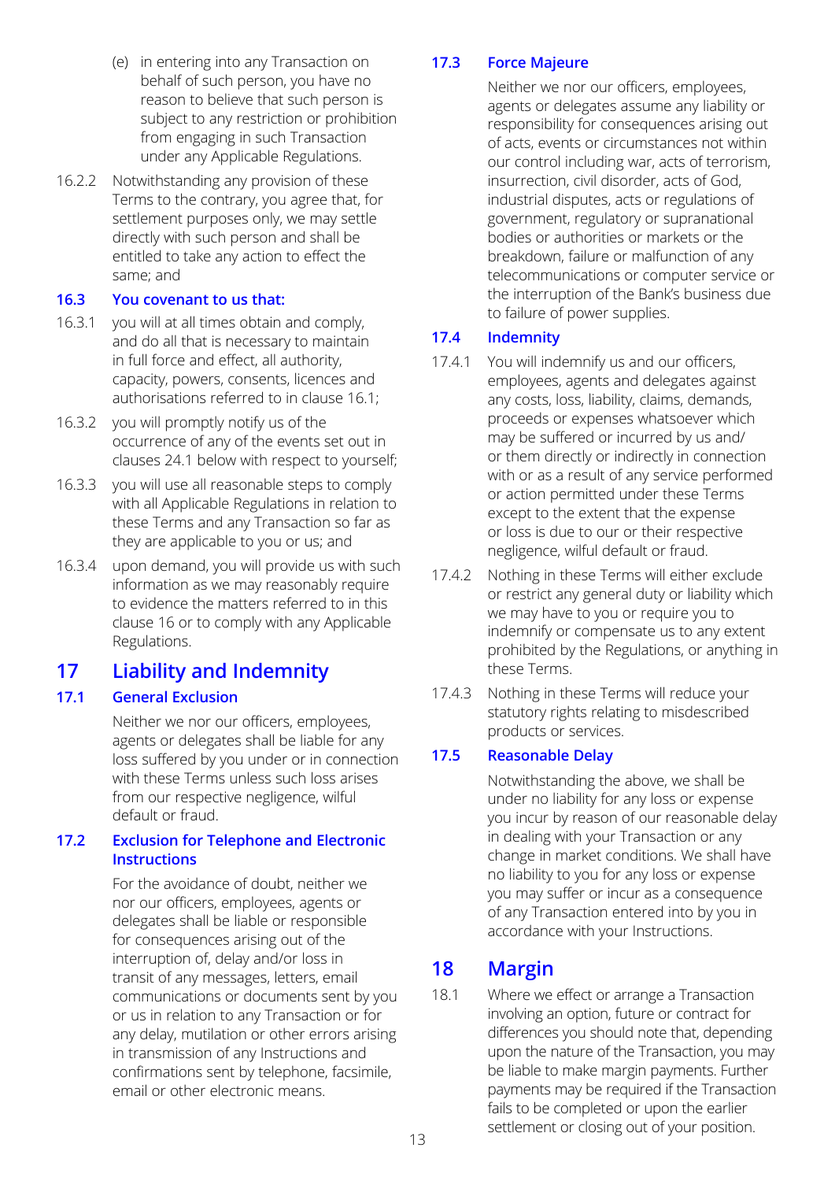(e) in entering into any Transaction on behalf of such person, you have no reason to believe that such person is subject to any restriction or prohibition from engaging in such Transaction under any Applicable Regulations.

16.2.2 Notwithstanding any provision of these Terms to the contrary, you agree that, for settlement purposes only, we may settle directly with such person and shall be entitled to take any action to effect the same; and

### 16.3 You covenant to us that:

16.3.1 you will at all times obtain and comply, and do all that is necessary to maintain in full force and effect, all authority, capacity, powers, consents, licences and authorisations referred to in clause 16.1;

16.3.2 you will promptly notify us of the occurrence of any of the events set out in clauses 24.1 below with respect to yourself;

16.3.3 you will use all reasonable steps to comply with all Applicable Regulations in relation to these Terms and any Transaction so far as they are applicable to you or us; and

16.3.4 upon demand, you will provide us with such information as we may reasonably require to evidence the matters referred to in this clause 16 or to comply with any Applicable Regulations.

## 17 Liability and Indemnity

### 17.1 General Exclusion

Neither we nor our officers, employees, agents or delegates shall be liable for any loss suffered by you under or in connection with these Terms unless such loss arises from our respective negligence, wilful default or fraud.

### 17.2 Exclusion for Telephone and Electronic Instructions

For the avoidance of doubt, neither we nor our officers, employees, agents or delegates shall be liable or responsible for consequences arising out of the interruption of, delay and/or loss in transit of any messages, letters, email communications or documents sent by you or us in relation to any Transaction or for any delay, mutilation or other errors arising in transmission of any Instructions and confirmations sent by telephone, facsimile, email or other electronic means.

### 17.3 Force Majeure

Neither we nor our officers, employees, agents or delegates assume any liability or responsibility for consequences arising out of acts, events or circumstances not within our control including war, acts of terrorism, insurrection, civil disorder, acts of God, industrial disputes, acts or regulations of government, regulatory or supranational bodies or authorities or markets or the breakdown, failure or malfunction of any telecommunications or computer service or the interruption of the Bank's business due to failure of power supplies.

### 17.4 Indemnity

17.4.1 You will indemnify us and our officers, employees, agents and delegates against any costs, loss, liability, claims, demands, proceeds or expenses whatsoever which may be suffered or incurred by us and/or them directly or indirectly in connection with or as a result of any service performed or action permitted under these Terms except to the extent that the expense or loss is due to our or their respective negligence, wilful default or fraud.

17.4.2 Nothing in these Terms will either exclude or restrict any general duty or liability which we may have to you or require you to indemnify or compensate us to any extent prohibited by the Regulations, or anything in these Terms.

17.4.3 Nothing in these Terms will reduce your statutory rights relating to misdescribed products or services.

### 17.5 Reasonable Delay

Notwithstanding the above, we shall be under no liability for any loss or expense you incur by reason of our reasonable delay in dealing with your Transaction or any change in market conditions. We shall have no liability to you for any loss or expense you may suffer or incur as a consequence of any Transaction entered into by you in accordance with your Instructions.

## 18 Margin

18.1 Where we effect or arrange a Transaction involving an option, future or contract for differences you should note that, depending upon the nature of the Transaction, you may be liable to make margin payments. Further payments may be required if the Transaction fails to be completed or upon the earlier settlement or closing out of your position.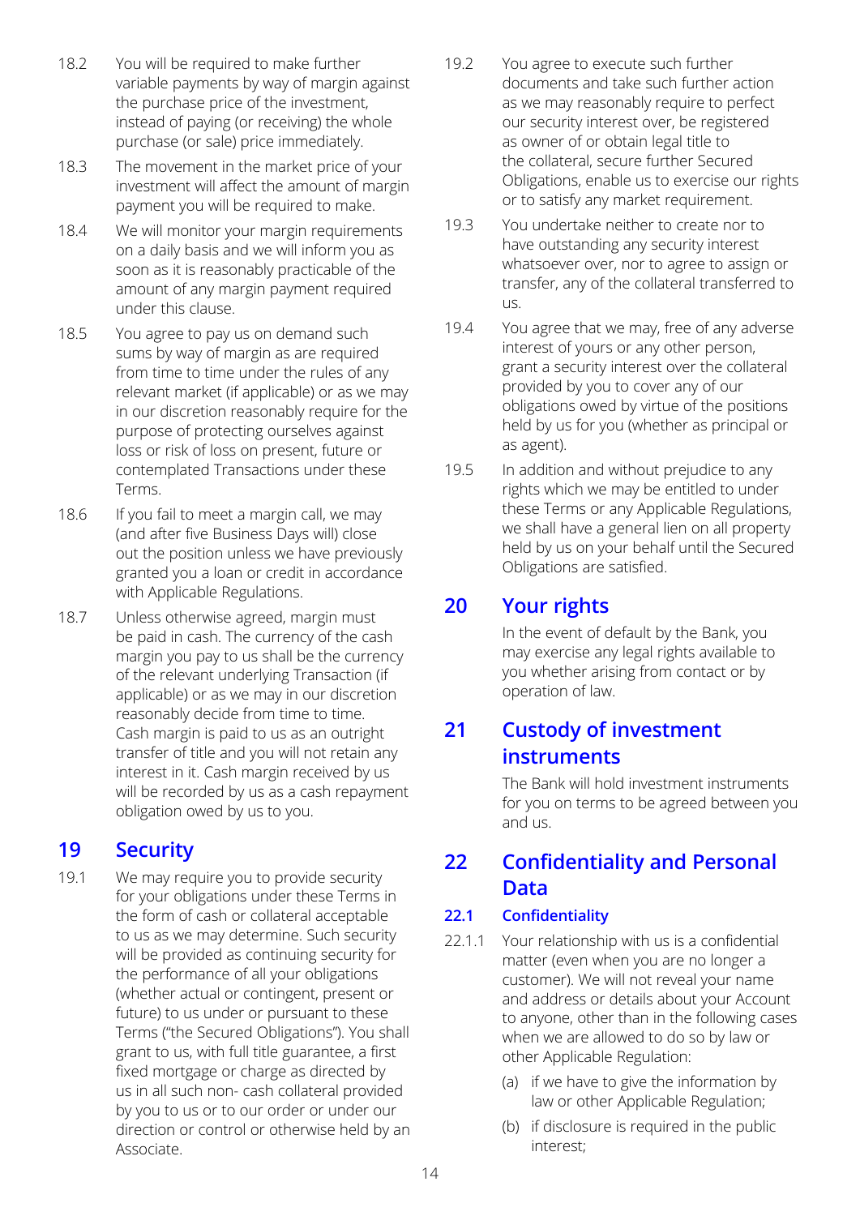18.2 You will be required to make further variable payments by way of margin against the purchase price of the investment, instead of paying (or receiving) the whole purchase (or sale) price immediately.

18.3 The movement in the market price of your investment will affect the amount of margin payment you will be required to make.

18.4 We will monitor your margin requirements on a daily basis and we will inform you as soon as it is reasonably practicable of the amount of any margin payment required under this clause.

18.5 You agree to pay us on demand such sums by way of margin as are required from time to time under the rules of any relevant market (if applicable) or as we may in our discretion reasonably require for the purpose of protecting ourselves against loss or risk of loss on present, future or contemplated Transactions under these Terms.

18.6 If you fail to meet a margin call, we may (and after five Business Days will) close out the position unless we have previously granted you a loan or credit in accordance with Applicable Regulations.

18.7 Unless otherwise agreed, margin must be paid in cash. The currency of the cash margin you pay to us shall be the currency of the relevant underlying Transaction (if applicable) or as we may in our discretion reasonably decide from time to time. Cash margin is paid to us as an outright transfer of title and you will not retain any interest in it. Cash margin received by us will be recorded by us as a cash repayment obligation owed by us to you.

## 19 Security

19.1 We may require you to provide security for your obligations under these Terms in the form of cash or collateral acceptable to us as we may determine. Such security will be provided as continuing security for the performance of all your obligations (whether actual or contingent, present or future) to us under or pursuant to these Terms ("the Secured Obligations"). You shall grant to us, with full title guarantee, a first fixed mortgage or charge as directed by us in all such non- cash collateral provided by you to us or to our order or under our direction or control or otherwise held by an Associate.

19.2 You agree to execute such further documents and take such further action as we may reasonably require to perfect our security interest over, be registered as owner of or obtain legal title to the collateral, secure further Secured Obligations, enable us to exercise our rights or to satisfy any market requirement.

19.3 You undertake neither to create nor to have outstanding any security interest whatsoever over, nor to agree to assign or transfer, any of the collateral transferred to us.

19.4 You agree that we may, free of any adverse interest of yours or any other person, grant a security interest over the collateral provided by you to cover any of our obligations owed by virtue of the positions held by us for you (whether as principal or as agent).

19.5 In addition and without prejudice to any rights which we may be entitled to under these Terms or any Applicable Regulations, we shall have a general lien on all property held by us on your behalf until the Secured Obligations are satisfied.

## 20 Your rights

In the event of default by the Bank, you may exercise any legal rights available to you whether arising from contact or by operation of law.

## 21 Custody of investment instruments

The Bank will hold investment instruments for you on terms to be agreed between you and us.

## 22 Confidentiality and Personal Data

### 22.1 Confidentiality

22.1.1 Your relationship with us is a confidential matter (even when you are no longer a customer). We will not reveal your name and address or details about your Account to anyone, other than in the following cases when we are allowed to do so by law or other Applicable Regulation:

(a) if we have to give the information by law or other Applicable Regulation;

(b) if disclosure is required in the public interest;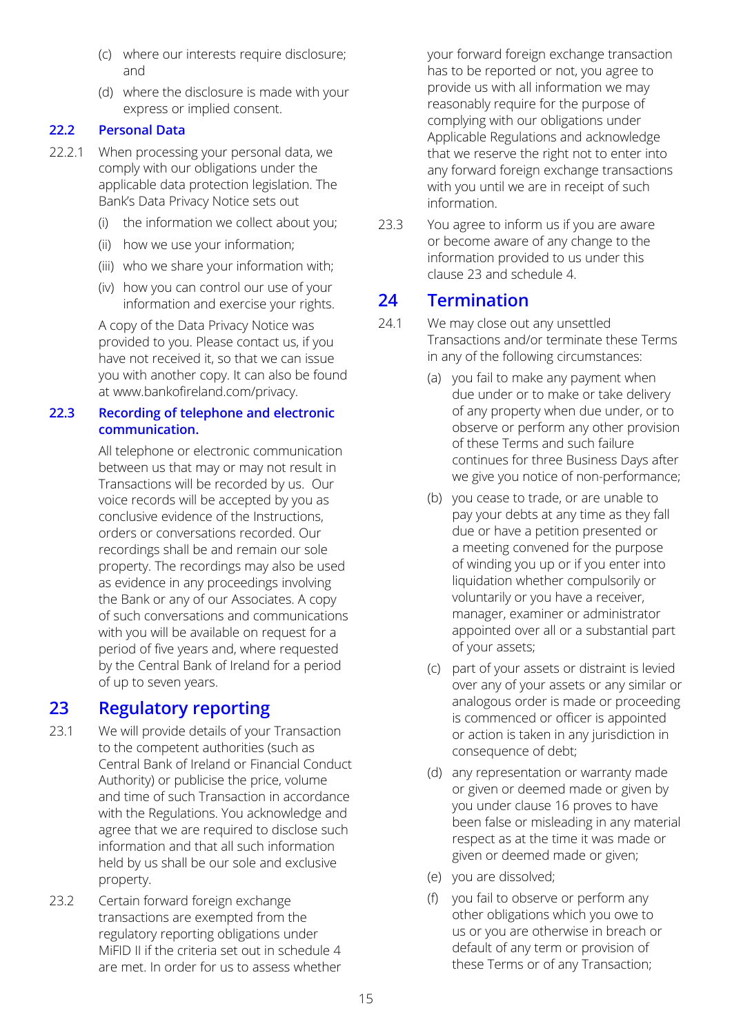(c) where our interests require disclosure; and

(d) where the disclosure is made with your express or implied consent.

### 22.2 Personal Data

22.2.1 When processing your personal data, we comply with our obligations under the applicable data protection legislation. The Bank's Data Privacy Notice sets out

(i) the information we collect about you;

(ii) how we use your information;

(iii) who we share your information with;

(iv) how you can control our use of your information and exercise your rights.

A copy of the Data Privacy Notice was provided to you. Please contact us, if you have not received it, so that we can issue you with another copy. It can also be found at www.bankofireland.com/privacy.

### 22.3 Recording of telephone and electronic communication.

All telephone or electronic communication between us that may or may not result in Transactions will be recorded by us. Our voice records will be accepted by you as conclusive evidence of the Instructions, orders or conversations recorded. Our recordings shall be and remain our sole property. The recordings may also be used as evidence in any proceedings involving the Bank or any of our Associates. A copy of such conversations and communications with you will be available on request for a period of five years and, where requested by the Central Bank of Ireland for a period of up to seven years.

## 23 Regulatory reporting

23.1 We will provide details of your Transaction to the competent authorities (such as Central Bank of Ireland or Financial Conduct Authority) or publicise the price, volume and time of such Transaction in accordance with the Regulations. You acknowledge and agree that we are required to disclose such information and that all such information held by us shall be our sole and exclusive property.

23.2 Certain forward foreign exchange transactions are exempted from the regulatory reporting obligations under MiFID II if the criteria set out in schedule 4 are met. In order for us to assess whether your forward foreign exchange transaction has to be reported or not, you agree to provide us with all information we may reasonably require for the purpose of complying with our obligations under Applicable Regulations and acknowledge that we reserve the right not to enter into any forward foreign exchange transactions with you until we are in receipt of such information.

23.3 You agree to inform us if you are aware or become aware of any change to the information provided to us under this clause 23 and schedule 4.

## 24 Termination

24.1 We may close out any unsettled Transactions and/or terminate these Terms in any of the following circumstances:

(a) you fail to make any payment when due under or to make or take delivery of any property when due under, or to observe or perform any other provision of these Terms and such failure continues for three Business Days after we give you notice of non-performance;

(b) you cease to trade, or are unable to pay your debts at any time as they fall due or have a petition presented or a meeting convened for the purpose of winding you up or if you enter into liquidation whether compulsorily or voluntarily or you have a receiver, manager, examiner or administrator appointed over all or a substantial part of your assets;

(c) part of your assets or distraint is levied over any of your assets or any similar or analogous order is made or proceeding is commenced or officer is appointed or action is taken in any jurisdiction in consequence of debt;

(d) any representation or warranty made or given or deemed made or given by you under clause 16 proves to have been false or misleading in any material respect as at the time it was made or given or deemed made or given;

(e) you are dissolved;

(f) you fail to observe or perform any other obligations which you owe to us or you are otherwise in breach or default of any term or provision of these Terms or of any Transaction;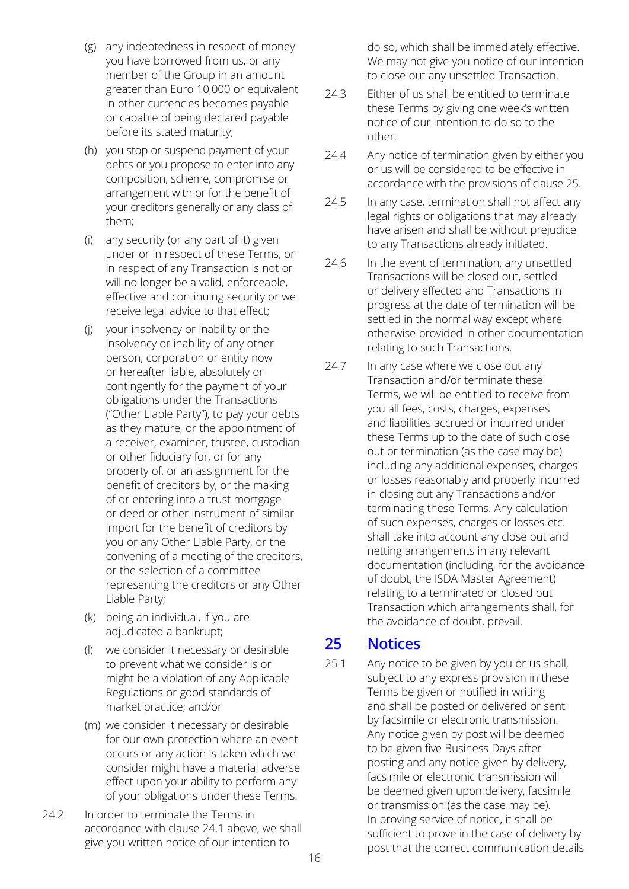(g) any indebtedness in respect of money you have borrowed from us, or any member of the Group in an amount greater than Euro 10,000 or equivalent in other currencies becomes payable or capable of being declared payable before its stated maturity;

(h) you stop or suspend payment of your debts or you propose to enter into any composition, scheme, compromise or arrangement with or for the benefit of your creditors generally or any class of them;

(i) any security (or any part of it) given under or in respect of these Terms, or in respect of any Transaction is not or will no longer be a valid, enforceable, effective and continuing security or we receive legal advice to that effect;

(j) your insolvency or inability or the insolvency or inability of any other person, corporation or entity now or hereafter liable, absolutely or contingently for the payment of your obligations under the Transactions ("Other Liable Party"), to pay your debts as they mature, or the appointment of a receiver, examiner, trustee, custodian or other fiduciary for, or for any property of, or an assignment for the benefit of creditors by, or the making of or entering into a trust mortgage or deed or other instrument of similar import for the benefit of creditors by you or any Other Liable Party, or the convening of a meeting of the creditors, or the selection of a committee representing the creditors or any Other Liable Party;

(k) being an individual, if you are adjudicated a bankrupt;

(l) we consider it necessary or desirable to prevent what we consider is or might be a violation of any Applicable Regulations or good standards of market practice; and/or

(m) we consider it necessary or desirable for our own protection where an event occurs or any action is taken which we consider might have a material adverse effect upon your ability to perform any of your obligations under these Terms.

24.2 In order to terminate the Terms in accordance with clause 24.1 above, we shall give you written notice of our intention to do so, which shall be immediately effective. We may not give you notice of our intention to close out any unsettled Transaction.

24.3 Either of us shall be entitled to terminate these Terms by giving one week's written notice of our intention to do so to the other.

24.4 Any notice of termination given by either you or us will be considered to be effective in accordance with the provisions of clause 25.

24.5 In any case, termination shall not affect any legal rights or obligations that may already have arisen and shall be without prejudice to any Transactions already initiated.

24.6 In the event of termination, any unsettled Transactions will be closed out, settled or delivery effected and Transactions in progress at the date of termination will be settled in the normal way except where otherwise provided in other documentation relating to such Transactions.

24.7 In any case where we close out any Transaction and/or terminate these Terms, we will be entitled to receive from you all fees, costs, charges, expenses and liabilities accrued or incurred under these Terms up to the date of such close out or termination (as the case may be) including any additional expenses, charges or losses reasonably and properly incurred in closing out any Transactions and/or terminating these Terms. Any calculation of such expenses, charges or losses etc. shall take into account any close out and netting arrangements in any relevant documentation (including, for the avoidance of doubt, the ISDA Master Agreement) relating to a terminated or closed out Transaction which arrangements shall, for the avoidance of doubt, prevail.

## 25 Notices

25.1 Any notice to be given by you or us shall, subject to any express provision in these Terms be given or notified in writing and shall be posted or delivered or sent by facsimile or electronic transmission. Any notice given by post will be deemed to be given five Business Days after posting and any notice given by delivery, facsimile or electronic transmission will be deemed given upon delivery, facsimile or transmission (as the case may be). In proving service of notice, it shall be sufficient to prove in the case of delivery by post that the correct communication details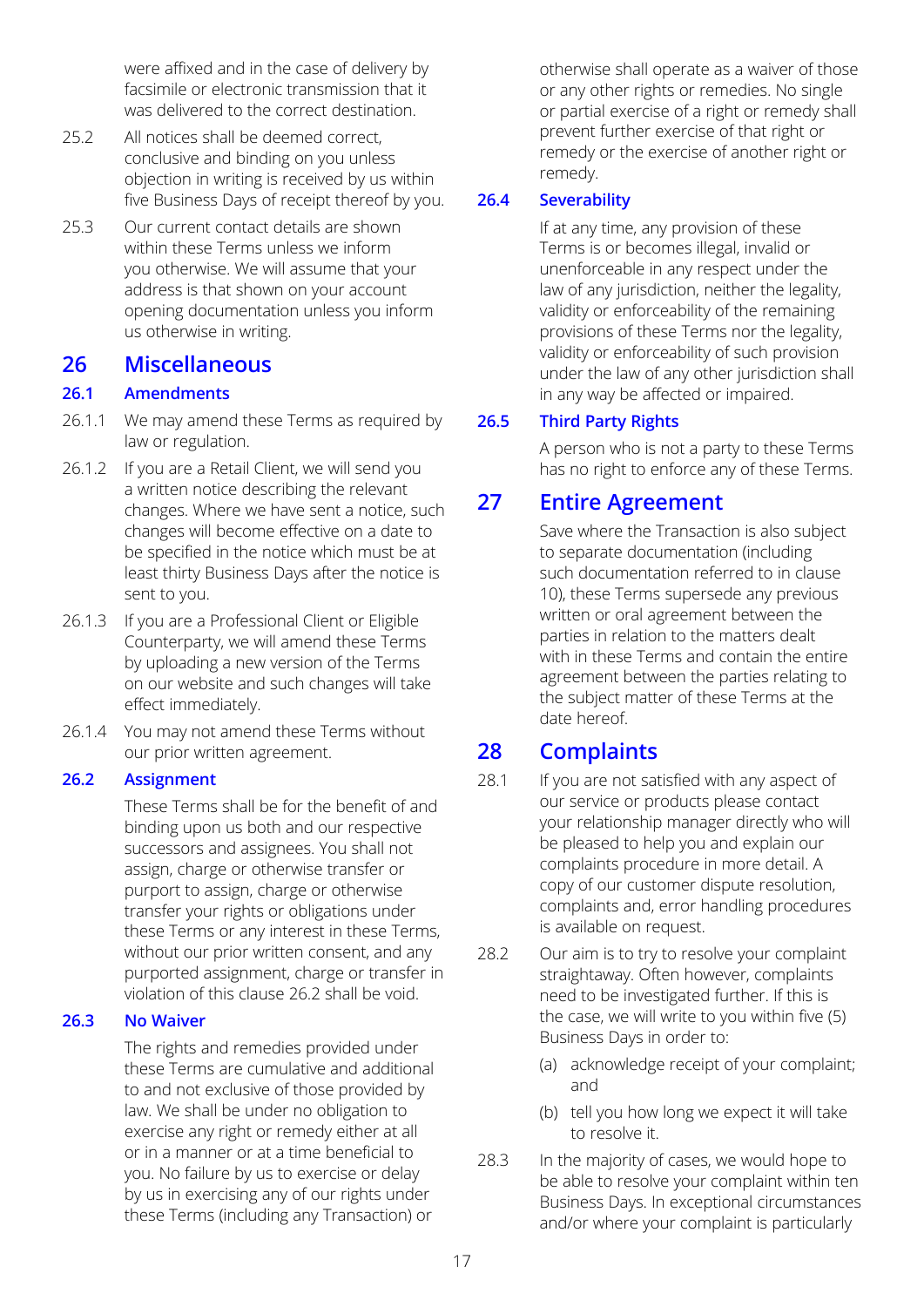were affixed and in the case of delivery by facsimile or electronic transmission that it was delivered to the correct destination.

25.2 All notices shall be deemed correct, conclusive and binding on you unless objection in writing is received by us within five Business Days of receipt thereof by you.

25.3 Our current contact details are shown within these Terms unless we inform you otherwise. We will assume that your address is that shown on your account opening documentation unless you inform us otherwise in writing.

# 26 Miscellaneous

## 26.1 Amendments

26.1.1 We may amend these Terms as required by law or regulation.

26.1.2 If you are a Retail Client, we will send you a written notice describing the relevant changes. Where we have sent a notice, such changes will become effective on a date to be specified in the notice which must be at least thirty Business Days after the notice is sent to you.

26.1.3 If you are a Professional Client or Eligible Counterparty, we will amend these Terms by uploading a new version of the Terms on our website and such changes will take effect immediately.

26.1.4 You may not amend these Terms without our prior written agreement.

## 26.2 Assignment

These Terms shall be for the benefit of and binding upon us both and our respective successors and assignees. You shall not assign, charge or otherwise transfer or purport to assign, charge or otherwise transfer your rights or obligations under these Terms or any interest in these Terms, without our prior written consent, and any purported assignment, charge or transfer in violation of this clause 26.2 shall be void.

## 26.3 No Waiver

The rights and remedies provided under these Terms are cumulative and additional to and not exclusive of those provided by law. We shall be under no obligation to exercise any right or remedy either at all or in a manner or at a time beneficial to you. No failure by us to exercise or delay by us in exercising any of our rights under these Terms (including any Transaction) or otherwise shall operate as a waiver of those or any other rights or remedies. No single or partial exercise of a right or remedy shall prevent further exercise of that right or remedy or the exercise of another right or remedy.

## 26.4 Severability

If at any time, any provision of these Terms is or becomes illegal, invalid or unenforceable in any respect under the law of any jurisdiction, neither the legality, validity or enforceability of the remaining provisions of these Terms nor the legality, validity or enforceability of such provision under the law of any other jurisdiction shall in any way be affected or impaired.

## 26.5 Third Party Rights

A person who is not a party to these Terms has no right to enforce any of these Terms.

# 27 Entire Agreement

Save where the Transaction is also subject to separate documentation (including such documentation referred to in clause 10), these Terms supersede any previous written or oral agreement between the parties in relation to the matters dealt with in these Terms and contain the entire agreement between the parties relating to the subject matter of these Terms at the date hereof.

# 28 Complaints

28.1 If you are not satisfied with any aspect of our service or products please contact your relationship manager directly who will be pleased to help you and explain our complaints procedure in more detail. A copy of our customer dispute resolution, complaints and, error handling procedures is available on request.

28.2 Our aim is to try to resolve your complaint straightaway. Often however, complaints need to be investigated further. If this is the case, we will write to you within five (5) Business Days in order to:

(a) acknowledge receipt of your complaint; and

(b) tell you how long we expect it will take to resolve it.

28.3 In the majority of cases, we would hope to be able to resolve your complaint within ten Business Days. In exceptional circumstances and/or where your complaint is particularly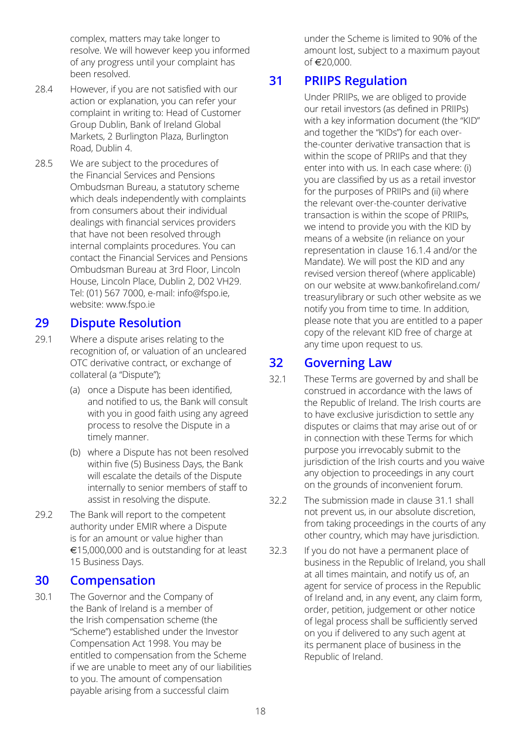complex, matters may take longer to resolve. We will however keep you informed of any progress until your complaint has been resolved.

28.4 However, if you are not satisfied with our action or explanation, you can refer your complaint in writing to: Head of Customer Group Dublin, Bank of Ireland Global Markets, 2 Burlington Plaza, Burlington Road, Dublin 4.

28.5 We are subject to the procedures of the Financial Services and Pensions Ombudsman Bureau, a statutory scheme which deals independently with complaints from consumers about their individual dealings with financial services providers that have not been resolved through internal complaints procedures. You can contact the Financial Services and Pensions Ombudsman Bureau at 3rd Floor, Lincoln House, Lincoln Place, Dublin 2, D02 VH29. Tel: (01) 567 7000, e-mail: info@fspo.ie, website: www.fspo.ie

## 29 Dispute Resolution

29.1 Where a dispute arises relating to the recognition of, or valuation of an uncleared OTC derivative contract, or exchange of collateral (a "Dispute");

(a) once a Dispute has been identified, and notified to us, the Bank will consult with you in good faith using any agreed process to resolve the Dispute in a timely manner.

(b) where a Dispute has not been resolved within five (5) Business Days, the Bank will escalate the details of the Dispute internally to senior members of staff to assist in resolving the dispute.

29.2 The Bank will report to the competent authority under EMIR where a Dispute is for an amount or value higher than €15,000,000 and is outstanding for at least 15 Business Days.

## 30 Compensation

30.1 The Governor and the Company of the Bank of Ireland is a member of the Irish compensation scheme (the "Scheme") established under the Investor Compensation Act 1998. You may be entitled to compensation from the Scheme if we are unable to meet any of our liabilities to you. The amount of compensation payable arising from a successful claim under the Scheme is limited to 90% of the amount lost, subject to a maximum payout of €20,000.

## 31 PRIIPS Regulation

Under PRIIPs, we are obliged to provide our retail investors (as defined in PRIIPs) with a key information document (the "KID" and together the "KIDs") for each over-the-counter derivative transaction that is within the scope of PRIIPs and that they enter into with us. In each case where: (i) you are classified by us as a retail investor for the purposes of PRIIPs and (ii) where the relevant over-the-counter derivative transaction is within the scope of PRIIPs, we intend to provide you with the KID by means of a website (in reliance on your representation in clause 16.1.4 and/or the Mandate). We will post the KID and any revised version thereof (where applicable) on our website at www.bankofireland.com/treasurylibrary or such other website as we notify you from time to time. In addition, please note that you are entitled to a paper copy of the relevant KID free of charge at any time upon request to us.

## 32 Governing Law

32.1 These Terms are governed by and shall be construed in accordance with the laws of the Republic of Ireland. The Irish courts are to have exclusive jurisdiction to settle any disputes or claims that may arise out of or in connection with these Terms for which purpose you irrevocably submit to the jurisdiction of the Irish courts and you waive any objection to proceedings in any court on the grounds of inconvenient forum.

32.2 The submission made in clause 31.1 shall not prevent us, in our absolute discretion, from taking proceedings in the courts of any other country, which may have jurisdiction.

32.3 If you do not have a permanent place of business in the Republic of Ireland, you shall at all times maintain, and notify us of, an agent for service of process in the Republic of Ireland and, in any event, any claim form, order, petition, judgement or other notice of legal process shall be sufficiently served on you if delivered to any such agent at its permanent place of business in the Republic of Ireland.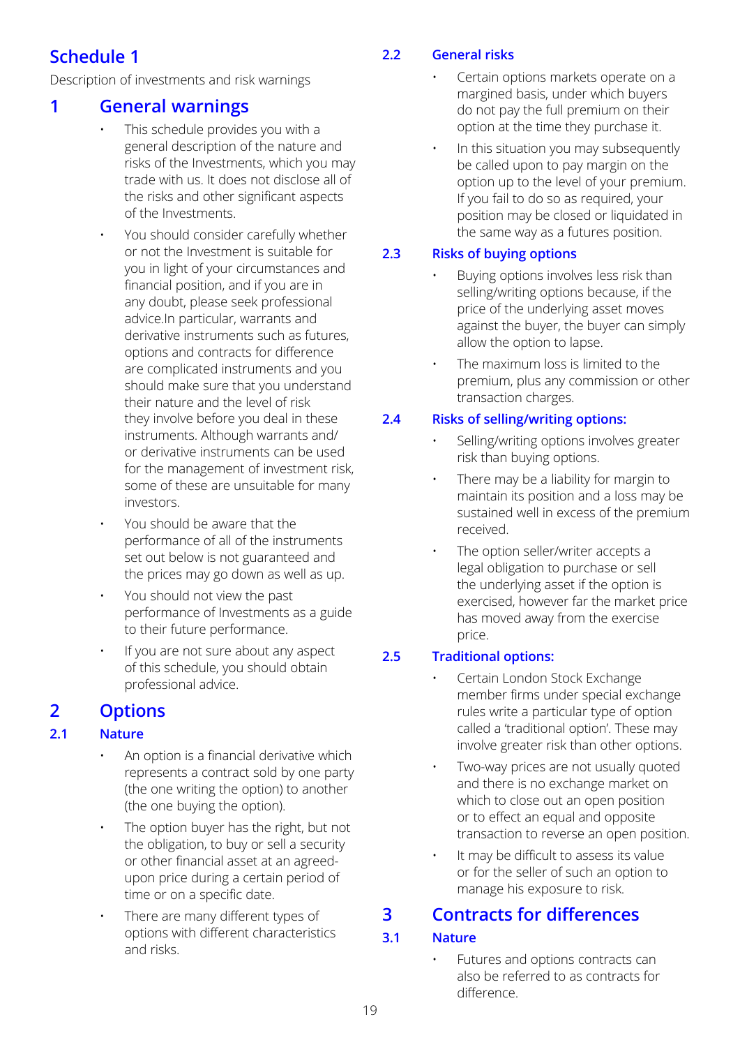# Schedule 1

Description of investments and risk warnings

## 1 General warnings

- This schedule provides you with a general description of the nature and risks of the Investments, which you may trade with us. It does not disclose all of the risks and other significant aspects of the Investments.
- You should consider carefully whether or not the Investment is suitable for you in light of your circumstances and financial position, and if you are in any doubt, please seek professional advice.In particular, warrants and derivative instruments such as futures, options and contracts for difference are complicated instruments and you should make sure that you understand their nature and the level of risk they involve before you deal in these instruments. Although warrants and/or derivative instruments can be used for the management of investment risk, some of these are unsuitable for many investors.
- You should be aware that the performance of all of the instruments set out below is not guaranteed and the prices may go down as well as up.
- You should not view the past performance of Investments as a guide to their future performance.
- If you are not sure about any aspect of this schedule, you should obtain professional advice.

## 2 Options

### 2.1 Nature

- An option is a financial derivative which represents a contract sold by one party (the one writing the option) to another (the one buying the option).
- The option buyer has the right, but not the obligation, to buy or sell a security or other financial asset at an agreed-upon price during a certain period of time or on a specific date.
- There are many different types of options with different characteristics and risks.

### 2.2 General risks

- Certain options markets operate on a margined basis, under which buyers do not pay the full premium on their option at the time they purchase it.
- In this situation you may subsequently be called upon to pay margin on the option up to the level of your premium. If you fail to do so as required, your position may be closed or liquidated in the same way as a futures position.

### 2.3 Risks of buying options

- Buying options involves less risk than selling/writing options because, if the price of the underlying asset moves against the buyer, the buyer can simply allow the option to lapse.
- The maximum loss is limited to the premium, plus any commission or other transaction charges.

### 2.4 Risks of selling/writing options:

- Selling/writing options involves greater risk than buying options.
- There may be a liability for margin to maintain its position and a loss may be sustained well in excess of the premium received.
- The option seller/writer accepts a legal obligation to purchase or sell the underlying asset if the option is exercised, however far the market price has moved away from the exercise price.

### 2.5 Traditional options:

- Certain London Stock Exchange member firms under special exchange rules write a particular type of option called a 'traditional option'. These may involve greater risk than other options.
- Two-way prices are not usually quoted and there is no exchange market on which to close out an open position or to effect an equal and opposite transaction to reverse an open position.
- It may be difficult to assess its value or for the seller of such an option to manage his exposure to risk.

## 3 Contracts for differences

### 3.1 Nature

- Futures and options contracts can also be referred to as contracts for difference.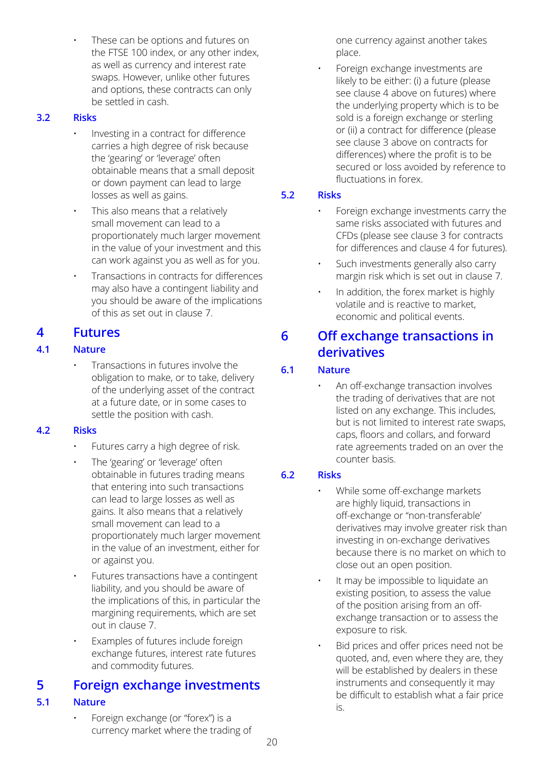- These can be options and futures on the FTSE 100 index, or any other index, as well as currency and interest rate swaps. However, unlike other futures and options, these contracts can only be settled in cash.

### 3.2 Risks

- Investing in a contract for difference carries a high degree of risk because the 'gearing' or 'leverage' often obtainable means that a small deposit or down payment can lead to large losses as well as gains.
- This also means that a relatively small movement can lead to a proportionately much larger movement in the value of your investment and this can work against you as well as for you.
- Transactions in contracts for differences may also have a contingent liability and you should be aware of the implications of this as set out in clause 7.

## 4 Futures

### 4.1 Nature

- Transactions in futures involve the obligation to make, or to take, delivery of the underlying asset of the contract at a future date, or in some cases to settle the position with cash.

### 4.2 Risks

- Futures carry a high degree of risk.
- The 'gearing' or 'leverage' often obtainable in futures trading means that entering into such transactions can lead to large losses as well as gains. It also means that a relatively small movement can lead to a proportionately much larger movement in the value of an investment, either for or against you.
- Futures transactions have a contingent liability, and you should be aware of the implications of this, in particular the margining requirements, which are set out in clause 7.
- Examples of futures include foreign exchange futures, interest rate futures and commodity futures.

## 5 Foreign exchange investments

### 5.1 Nature

- Foreign exchange (or "forex") is a currency market where the trading of one currency against another takes place.
- Foreign exchange investments are likely to be either: (i) a future (please see clause 4 above on futures) where the underlying property which is to be sold is a foreign exchange or sterling or (ii) a contract for difference (please see clause 3 above on contracts for differences) where the profit is to be secured or loss avoided by reference to fluctuations in forex.

### 5.2 Risks

- Foreign exchange investments carry the same risks associated with futures and CFDs (please see clause 3 for contracts for differences and clause 4 for futures).
- Such investments generally also carry margin risk which is set out in clause 7.
- In addition, the forex market is highly volatile and is reactive to market, economic and political events.

## 6 Off exchange transactions in derivatives

### 6.1 Nature

- An off-exchange transaction involves the trading of derivatives that are not listed on any exchange. This includes, but is not limited to interest rate swaps, caps, floors and collars, and forward rate agreements traded on an over the counter basis.

### 6.2 Risks

- While some off-exchange markets are highly liquid, transactions in off-exchange or "non-transferable' derivatives may involve greater risk than investing in on-exchange derivatives because there is no market on which to close out an open position.
- It may be impossible to liquidate an existing position, to assess the value of the position arising from an off-exchange transaction or to assess the exposure to risk.
- Bid prices and offer prices need not be quoted, and, even where they are, they will be established by dealers in these instruments and consequently it may be difficult to establish what a fair price is.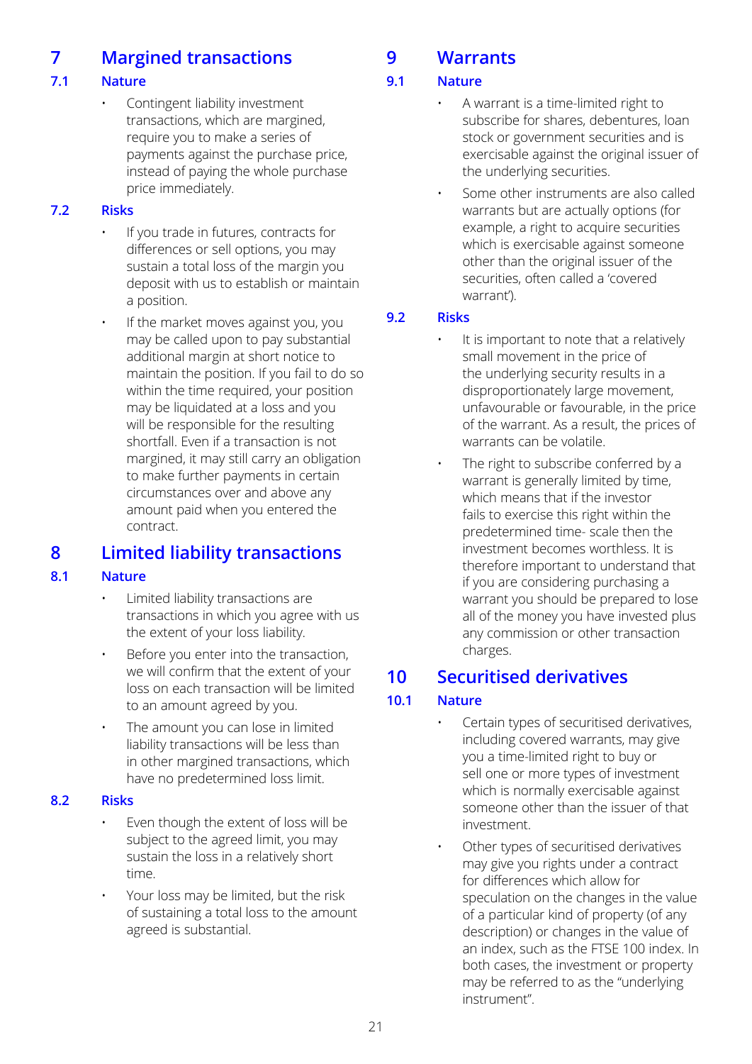## 7 Margined transactions

### 7.1 Nature

- Contingent liability investment transactions, which are margined, require you to make a series of payments against the purchase price, instead of paying the whole purchase price immediately.

### 7.2 Risks

- If you trade in futures, contracts for differences or sell options, you may sustain a total loss of the margin you deposit with us to establish or maintain a position.
- If the market moves against you, you may be called upon to pay substantial additional margin at short notice to maintain the position. If you fail to do so within the time required, your position may be liquidated at a loss and you will be responsible for the resulting shortfall. Even if a transaction is not margined, it may still carry an obligation to make further payments in certain circumstances over and above any amount paid when you entered the contract.

## 8 Limited liability transactions

### 8.1 Nature

- Limited liability transactions are transactions in which you agree with us the extent of your loss liability.
- Before you enter into the transaction, we will confirm that the extent of your loss on each transaction will be limited to an amount agreed by you.
- The amount you can lose in limited liability transactions will be less than in other margined transactions, which have no predetermined loss limit.

### 8.2 Risks

- Even though the extent of loss will be subject to the agreed limit, you may sustain the loss in a relatively short time.
- Your loss may be limited, but the risk of sustaining a total loss to the amount agreed is substantial.

## 9 Warrants

### 9.1 Nature

- A warrant is a time-limited right to subscribe for shares, debentures, loan stock or government securities and is exercisable against the original issuer of the underlying securities.
- Some other instruments are also called warrants but are actually options (for example, a right to acquire securities which is exercisable against someone other than the original issuer of the securities, often called a 'covered warrant').

### 9.2 Risks

- It is important to note that a relatively small movement in the price of the underlying security results in a disproportionately large movement, unfavourable or favourable, in the price of the warrant. As a result, the prices of warrants can be volatile.
- The right to subscribe conferred by a warrant is generally limited by time, which means that if the investor fails to exercise this right within the predetermined time- scale then the investment becomes worthless. It is therefore important to understand that if you are considering purchasing a warrant you should be prepared to lose all of the money you have invested plus any commission or other transaction charges.

## 10 Securitised derivatives

### 10.1 Nature

- Certain types of securitised derivatives, including covered warrants, may give you a time-limited right to buy or sell one or more types of investment which is normally exercisable against someone other than the issuer of that investment.
- Other types of securitised derivatives may give you rights under a contract for differences which allow for speculation on the changes in the value of a particular kind of property (of any description) or changes in the value of an index, such as the FTSE 100 index. In both cases, the investment or property may be referred to as the "underlying instrument".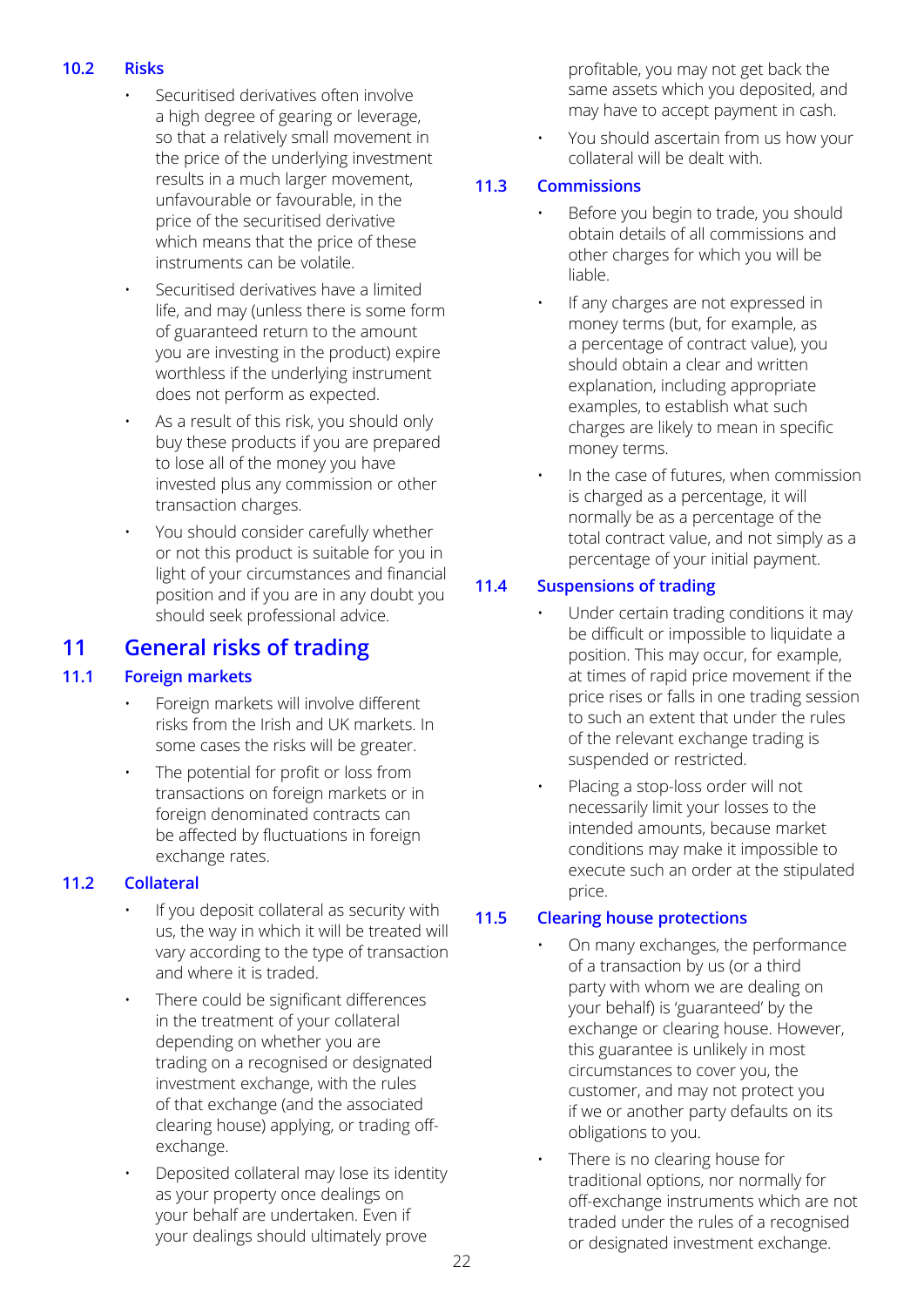### 10.2 Risks

- Securitised derivatives often involve a high degree of gearing or leverage, so that a relatively small movement in the price of the underlying investment results in a much larger movement, unfavourable or favourable, in the price of the securitised derivative which means that the price of these instruments can be volatile.
- Securitised derivatives have a limited life, and may (unless there is some form of guaranteed return to the amount you are investing in the product) expire worthless if the underlying instrument does not perform as expected.
- As a result of this risk, you should only buy these products if you are prepared to lose all of the money you have invested plus any commission or other transaction charges.
- You should consider carefully whether or not this product is suitable for you in light of your circumstances and financial position and if you are in any doubt you should seek professional advice.

## 11 General risks of trading

### 11.1 Foreign markets

- Foreign markets will involve different risks from the Irish and UK markets. In some cases the risks will be greater.
- The potential for profit or loss from transactions on foreign markets or in foreign denominated contracts can be affected by fluctuations in foreign exchange rates.

### 11.2 Collateral

- If you deposit collateral as security with us, the way in which it will be treated will vary according to the type of transaction and where it is traded.
- There could be significant differences in the treatment of your collateral depending on whether you are trading on a recognised or designated investment exchange, with the rules of that exchange (and the associated clearing house) applying, or trading off-exchange.
- Deposited collateral may lose its identity as your property once dealings on your behalf are undertaken. Even if your dealings should ultimately prove profitable, you may not get back the same assets which you deposited, and may have to accept payment in cash.
- You should ascertain from us how your collateral will be dealt with.

### 11.3 Commissions

- Before you begin to trade, you should obtain details of all commissions and other charges for which you will be liable.
- If any charges are not expressed in money terms (but, for example, as a percentage of contract value), you should obtain a clear and written explanation, including appropriate examples, to establish what such charges are likely to mean in specific money terms.
- In the case of futures, when commission is charged as a percentage, it will normally be as a percentage of the total contract value, and not simply as a percentage of your initial payment.

### 11.4 Suspensions of trading

- Under certain trading conditions it may be difficult or impossible to liquidate a position. This may occur, for example, at times of rapid price movement if the price rises or falls in one trading session to such an extent that under the rules of the relevant exchange trading is suspended or restricted.
- Placing a stop-loss order will not necessarily limit your losses to the intended amounts, because market conditions may make it impossible to execute such an order at the stipulated price.

### 11.5 Clearing house protections

- On many exchanges, the performance of a transaction by us (or a third party with whom we are dealing on your behalf) is 'guaranteed' by the exchange or clearing house. However, this guarantee is unlikely in most circumstances to cover you, the customer, and may not protect you if we or another party defaults on its obligations to you.
- There is no clearing house for traditional options, nor normally for off-exchange instruments which are not traded under the rules of a recognised or designated investment exchange.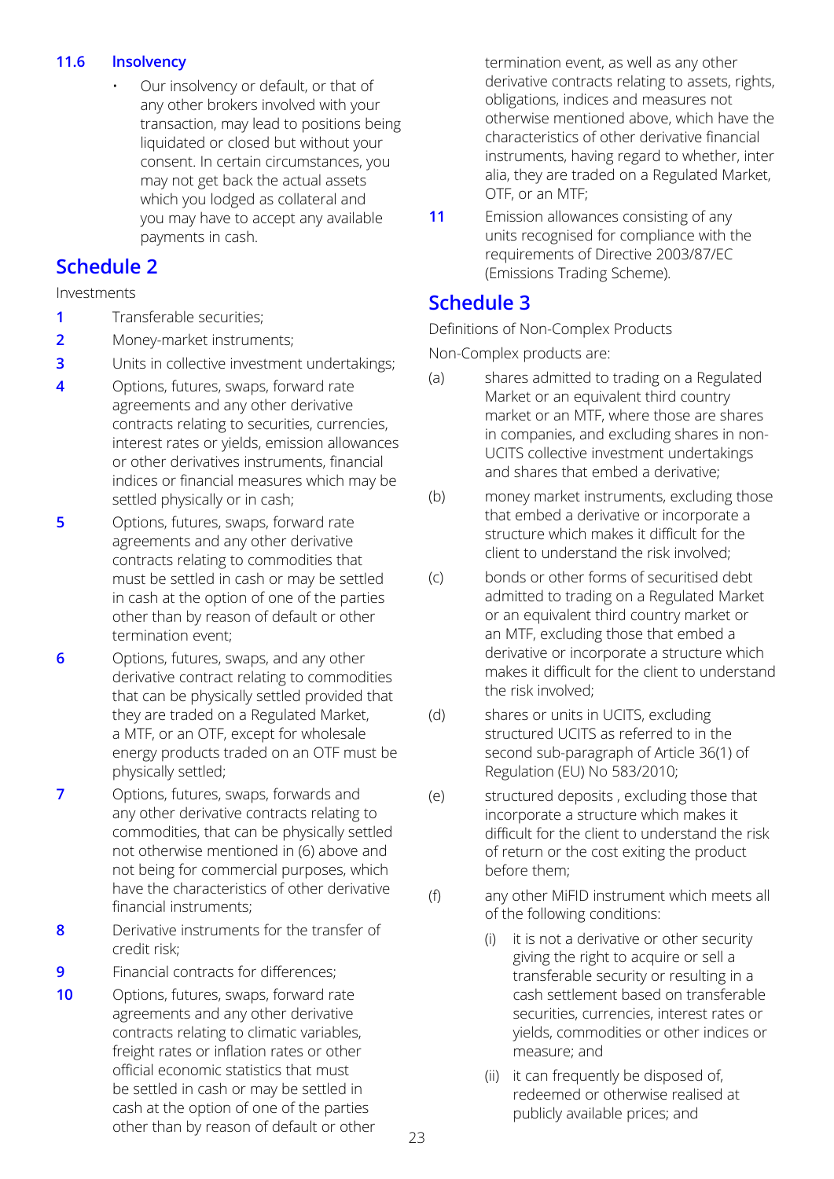### 11.6 Insolvency

- Our insolvency or default, or that of any other brokers involved with your transaction, may lead to positions being liquidated or closed but without your consent. In certain circumstances, you may not get back the actual assets which you lodged as collateral and you may have to accept any available payments in cash.

## Schedule 2

Investments

1. Transferable securities;
2. Money-market instruments;
3. Units in collective investment undertakings;
4. Options, futures, swaps, forward rate agreements and any other derivative contracts relating to securities, currencies, interest rates or yields, emission allowances or other derivatives instruments, financial indices or financial measures which may be settled physically or in cash;
5. Options, futures, swaps, forward rate agreements and any other derivative contracts relating to commodities that must be settled in cash or may be settled in cash at the option of one of the parties other than by reason of default or other termination event;
6. Options, futures, swaps, and any other derivative contract relating to commodities that can be physically settled provided that they are traded on a Regulated Market, a MTF, or an OTF, except for wholesale energy products traded on an OTF must be physically settled;
7. Options, futures, swaps, forwards and any other derivative contracts relating to commodities, that can be physically settled not otherwise mentioned in (6) above and not being for commercial purposes, which have the characteristics of other derivative financial instruments;
8. Derivative instruments for the transfer of credit risk;
9. Financial contracts for differences;
10. Options, futures, swaps, forward rate agreements and any other derivative contracts relating to climatic variables, freight rates or inflation rates or other official economic statistics that must be settled in cash or may be settled in cash at the option of one of the parties other than by reason of default or other termination event, as well as any other derivative contracts relating to assets, rights, obligations, indices and measures not otherwise mentioned above, which have the characteristics of other derivative financial instruments, having regard to whether, inter alia, they are traded on a Regulated Market, OTF, or an MTF;
11. Emission allowances consisting of any units recognised for compliance with the requirements of Directive 2003/87/EC (Emissions Trading Scheme).

## Schedule 3

Definitions of Non-Complex Products

Non-Complex products are:

(a) shares admitted to trading on a Regulated Market or an equivalent third country market or an MTF, where those are shares in companies, and excluding shares in non-UCITS collective investment undertakings and shares that embed a derivative;

(b) money market instruments, excluding those that embed a derivative or incorporate a structure which makes it difficult for the client to understand the risk involved;

(c) bonds or other forms of securitised debt admitted to trading on a Regulated Market or an equivalent third country market or an MTF, excluding those that embed a derivative or incorporate a structure which makes it difficult for the client to understand the risk involved;

(d) shares or units in UCITS, excluding structured UCITS as referred to in the second sub-paragraph of Article 36(1) of Regulation (EU) No 583/2010;

(e) structured deposits , excluding those that incorporate a structure which makes it difficult for the client to understand the risk of return or the cost exiting the product before them;

(f) any other MiFID instrument which meets all of the following conditions:

  (i) it is not a derivative or other security giving the right to acquire or sell a transferable security or resulting in a cash settlement based on transferable securities, currencies, interest rates or yields, commodities or other indices or measure; and

  (ii) it can frequently be disposed of, redeemed or otherwise realised at publicly available prices; and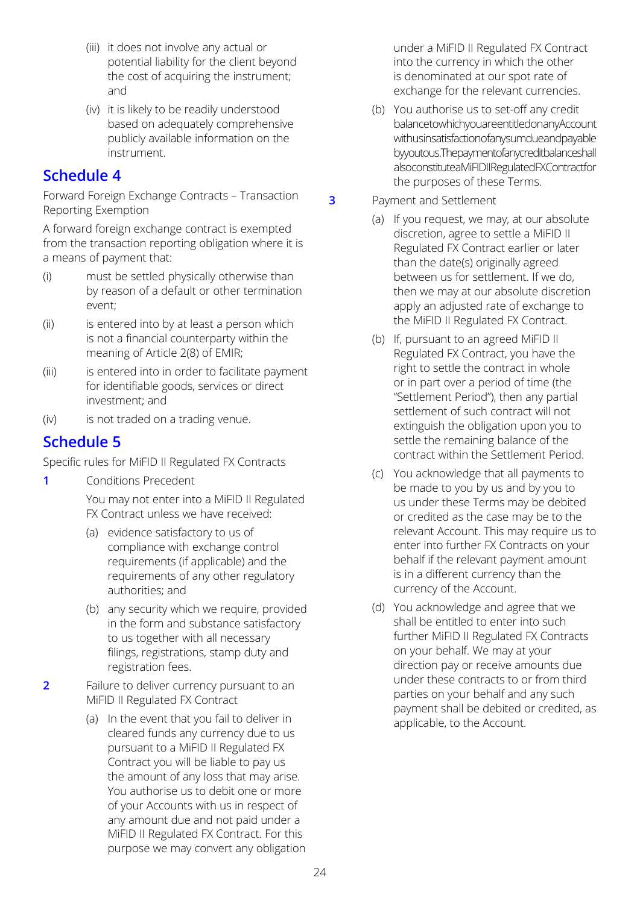(iii) it does not involve any actual or potential liability for the client beyond the cost of acquiring the instrument; and

(iv) it is likely to be readily understood based on adequately comprehensive publicly available information on the instrument.

## Schedule 4

Forward Foreign Exchange Contracts – Transaction Reporting Exemption

A forward foreign exchange contract is exempted from the transaction reporting obligation where it is a means of payment that:

(i) must be settled physically otherwise than by reason of a default or other termination event;

(ii) is entered into by at least a person which is not a financial counterparty within the meaning of Article 2(8) of EMIR;

(iii) is entered into in order to facilitate payment for identifiable goods, services or direct investment; and

(iv) is not traded on a trading venue.

## Schedule 5

Specific rules for MiFID II Regulated FX Contracts

**1** Conditions Precedent

You may not enter into a MiFID II Regulated FX Contract unless we have received:

(a) evidence satisfactory to us of compliance with exchange control requirements (if applicable) and the requirements of any other regulatory authorities; and

(b) any security which we require, provided in the form and substance satisfactory to us together with all necessary filings, registrations, stamp duty and registration fees.

**2** Failure to deliver currency pursuant to an MiFID II Regulated FX Contract

(a) In the event that you fail to deliver in cleared funds any currency due to us pursuant to a MiFID II Regulated FX Contract you will be liable to pay us the amount of any loss that may arise. You authorise us to debit one or more of your Accounts with us in respect of any amount due and not paid under a MiFID II Regulated FX Contract. For this purpose we may convert any obligation under a MiFID II Regulated FX Contract into the currency in which the other is denominated at our spot rate of exchange for the relevant currencies.

(b) You authorise us to set-off any credit balance to which you are entitled on any Account with us in satisfaction of any sum due and payable by you to us. The payment of any credit balance shall also constitute a MiFID II Regulated FX Contract for the purposes of these Terms.

**3** Payment and Settlement

(a) If you request, we may, at our absolute discretion, agree to settle a MiFID II Regulated FX Contract earlier or later than the date(s) originally agreed between us for settlement. If we do, then we may at our absolute discretion apply an adjusted rate of exchange to the MiFID II Regulated FX Contract.

(b) If, pursuant to an agreed MiFID II Regulated FX Contract, you have the right to settle the contract in whole or in part over a period of time (the "Settlement Period"), then any partial settlement of such contract will not extinguish the obligation upon you to settle the remaining balance of the contract within the Settlement Period.

(c) You acknowledge that all payments to be made to you by us and by you to us under these Terms may be debited or credited as the case may be to the relevant Account. This may require us to enter into further FX Contracts on your behalf if the relevant payment amount is in a different currency than the currency of the Account.

(d) You acknowledge and agree that we shall be entitled to enter into such further MiFID II Regulated FX Contracts on your behalf. We may at your direction pay or receive amounts due under these contracts to or from third parties on your behalf and any such payment shall be debited or credited, as applicable, to the Account.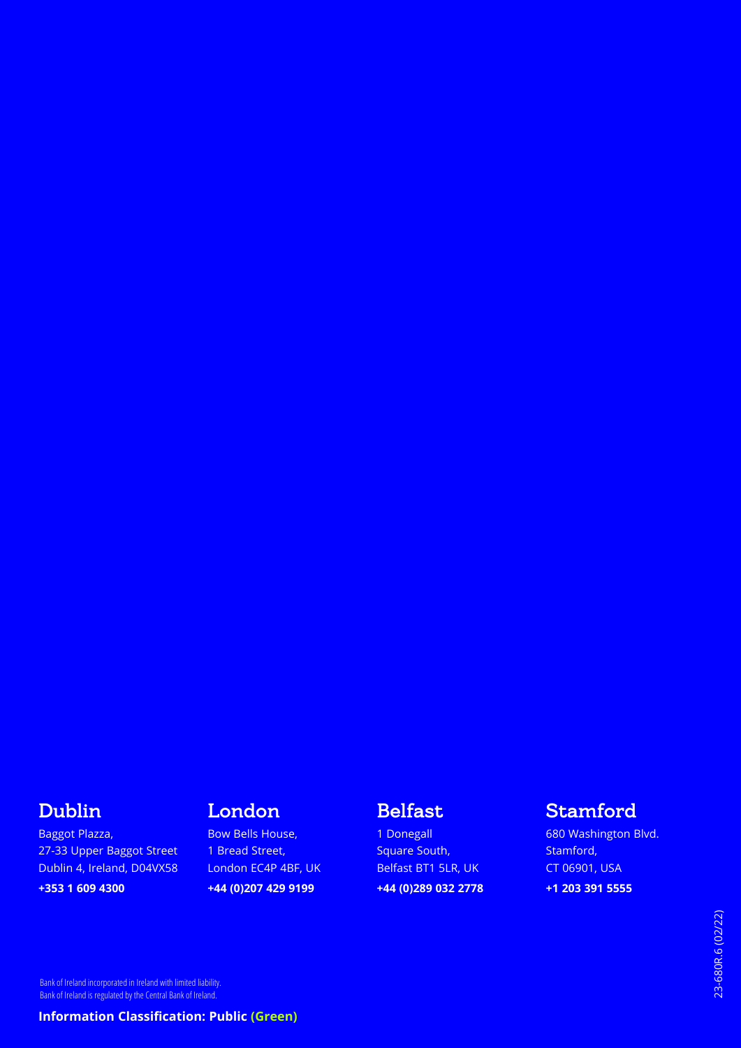## Dublin

Baggot Plazza,
27-33 Upper Baggot Street
Dublin 4, Ireland, D04VX58
**+353 1 609 4300**

## London

Bow Bells House,
1 Bread Street,
London EC4P 4BF, UK
**+44 (0)207 429 9199**

## Belfast

1 Donegall
Square South,
Belfast BT1 5LR, UK
**+44 (0)289 032 2778**

## Stamford

680 Washington Blvd.
Stamford,
CT 06901, USA
**+1 203 391 5555**

23-680R.6 (02/22)

Bank of Ireland incorporated in Ireland with limited liability.
Bank of Ireland is regulated by the Central Bank of Ireland.

**Information Classification: Public (Green)**